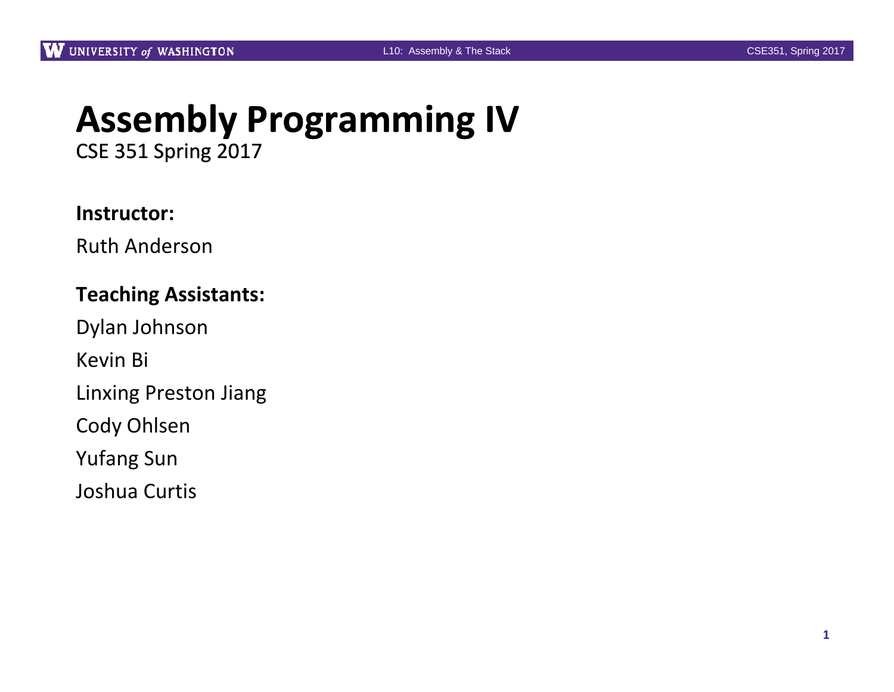# Assembly Programming IV

CSE 351 Spring 2017

**Instructor:**

Ruth Anderson

**Teaching Assistants:**

Dylan Johnson

Kevin Bi

Linxing Preston Jiang

Cody Ohlsen

Yufang Sun

Joshua Curtis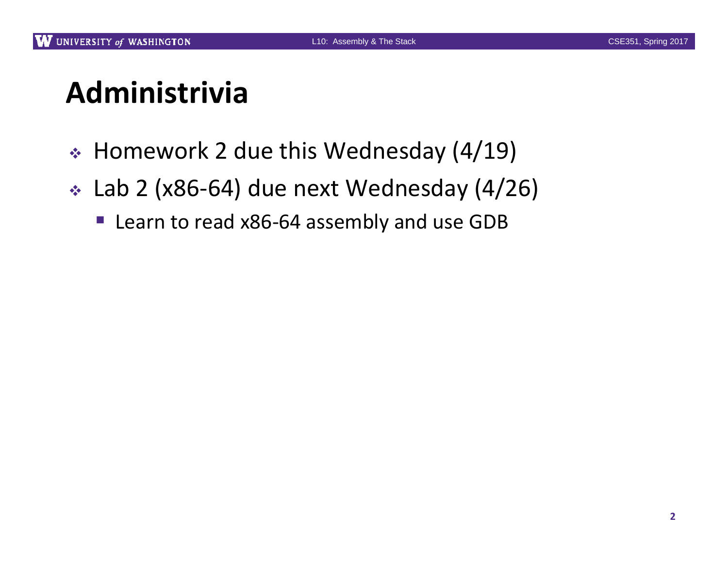# Administrivia

- Homework 2 due this Wednesday (4/19)
- Lab 2 (x86-64) due next Wednesday (4/26)
  - Learn to read x86-64 assembly and use GDB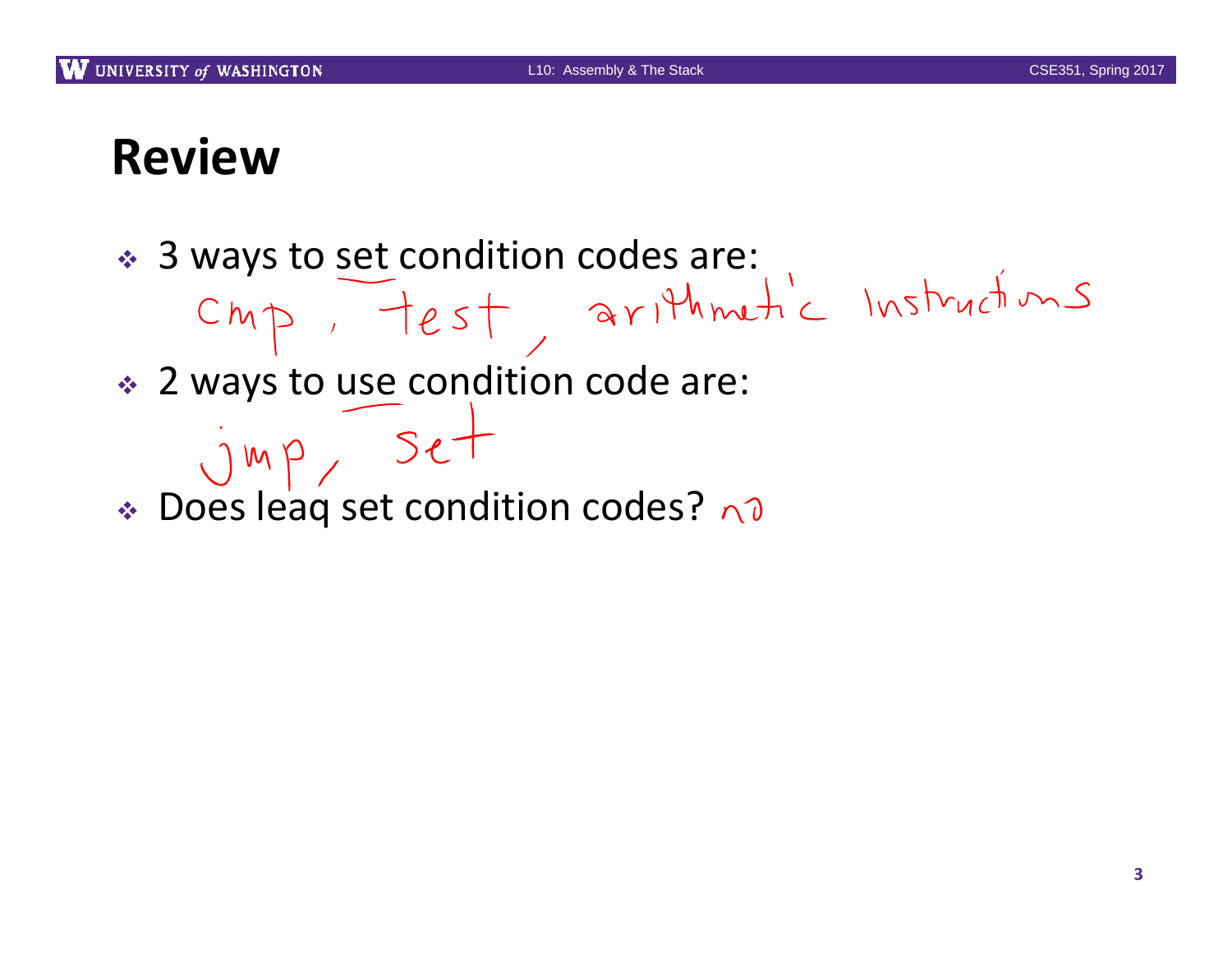# Review

- 3 ways to set condition codes are:

  cmp, test, arithmetic instructions

- 2 ways to use condition code are:

  jmp, set

- Does leaq set condition codes? no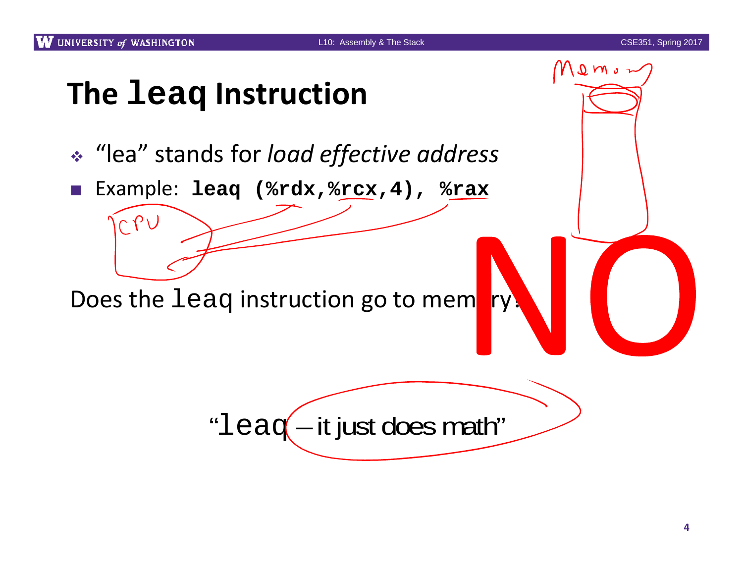# The `leaq` Instruction

- "lea" stands for *load effective address*
- Example: **`leaq (%rdx,%rcx,4), %rax`**

CPU

Memory

Does the `leaq` instruction go to memory?

NO

"`leaq` – it just does math"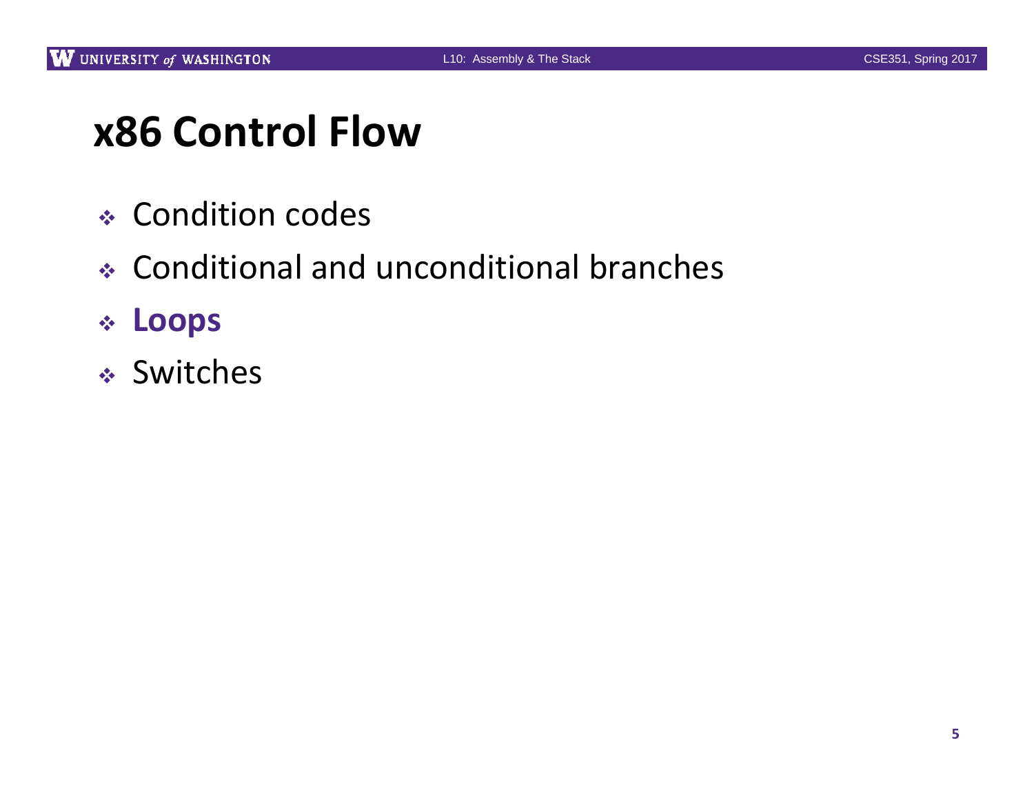# x86 Control Flow

- Condition codes
- Conditional and unconditional branches
- **Loops**
- Switches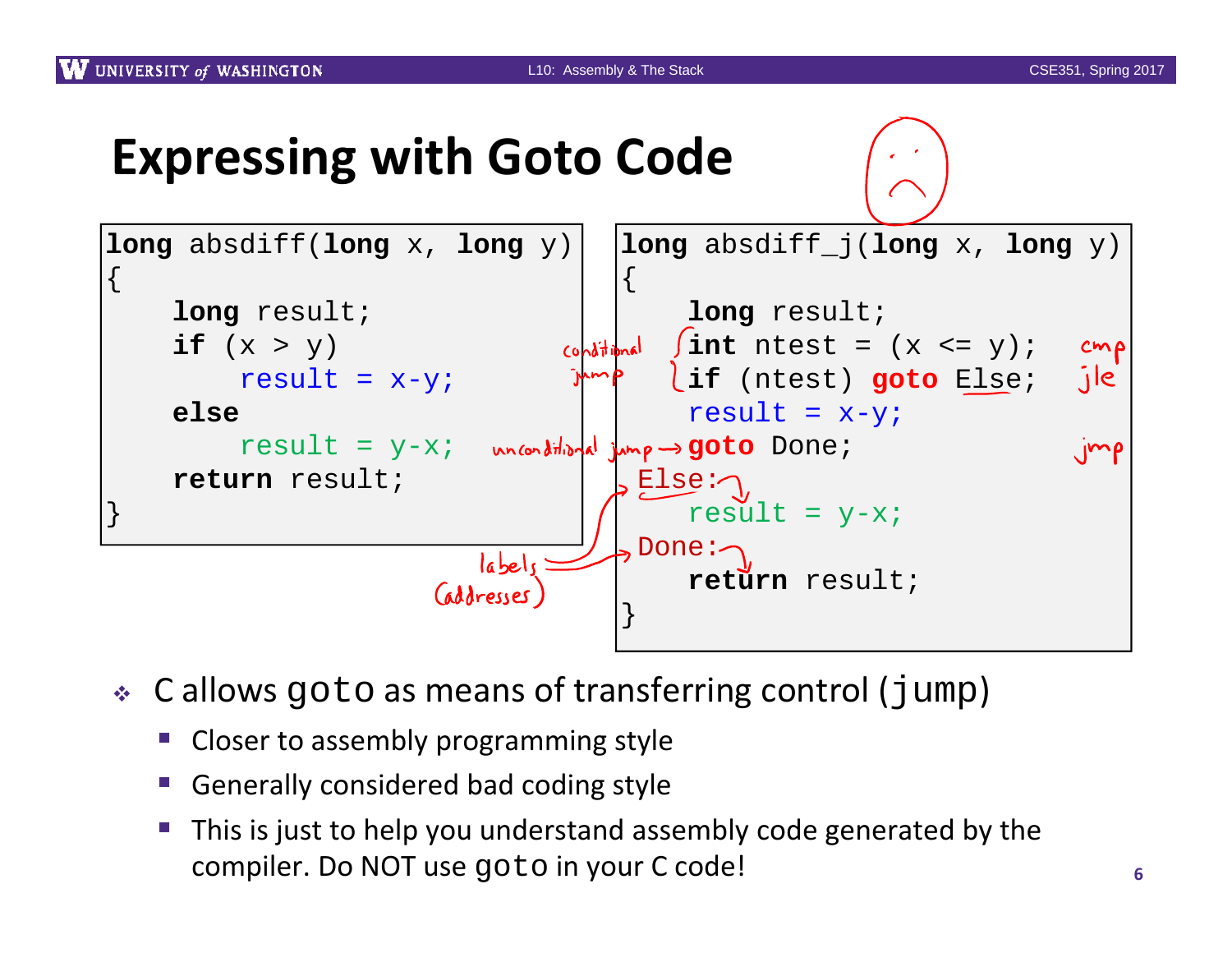# Expressing with Goto Code

```c
long absdiff(long x, long y)
{
    long result;
    if (x > y)
        result = x-y;
    else
        result = y-x;
    return result;
}
```

```c
long absdiff_j(long x, long y)
{
    long result;
    int ntest = (x <= y);    // cmp
    if (ntest) goto Else;    // jle
    result = x-y;
    goto Done;               // jmp
Else:
    result = y-x;
Done:
    return result;
}
```

- C allows `goto` as means of transferring control (`jump`)
  - Closer to assembly programming style
  - Generally considered bad coding style
  - This is just to help you understand assembly code generated by the compiler. Do NOT use `goto` in your C code!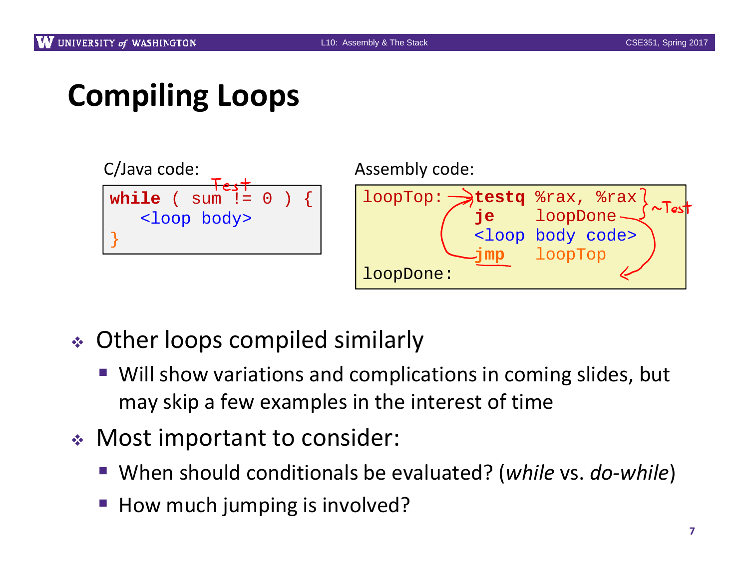# Compiling Loops

C/Java code:

```
while ( sum != 0 ) {
   <loop body>
}
```

Assembly code:

```
loopTop:   testq %rax, %rax
           je    loopDone
           <loop body code>
           jmp   loopTop
loopDone:
```

- Other loops compiled similarly
  - Will show variations and complications in coming slides, but may skip a few examples in the interest of time
- Most important to consider:
  - When should conditionals be evaluated? (*while* vs. *do-while*)
  - How much jumping is involved?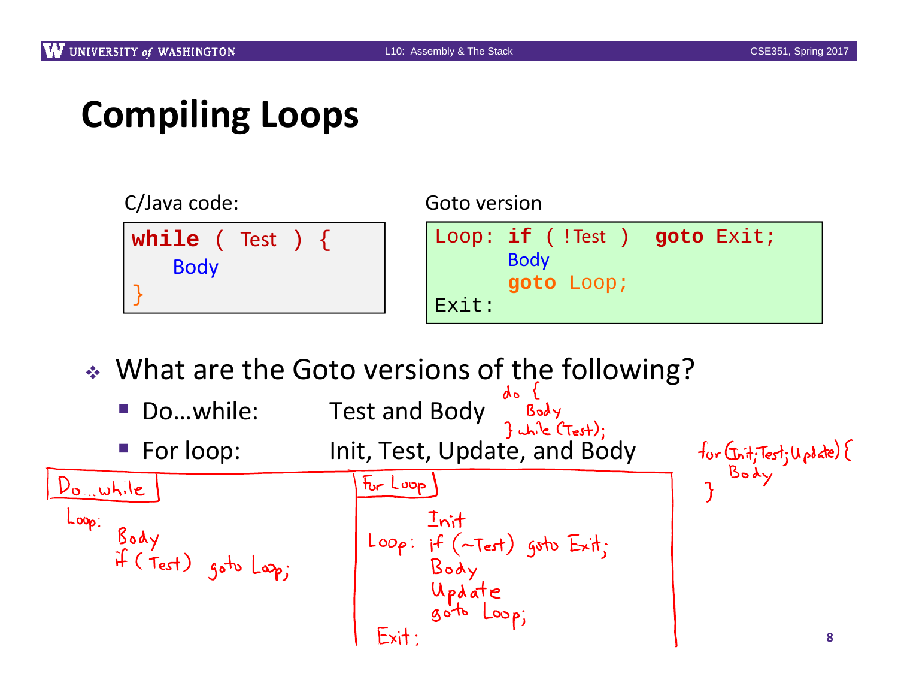# Compiling Loops

C/Java code:

```
while ( Test ) {
    Body
}
```

Goto version

```
Loop: if ( !Test )  goto Exit;
      Body
      goto Loop;
Exit:
```

- What are the Goto versions of the following?
  - Do…while: Test and Body
  - For loop: Init, Test, Update, and Body

```
do {
   Body
} while (Test);
```

```
for (Init; Test; Update) {
   Body
}
```

**Do…while**

```
Loop:
      Body
      if ( Test ) goto Loop;
```

**For Loop**

```
      Init
Loop: if (~Test) goto Exit;
      Body
      Update
      goto Loop;
Exit:
```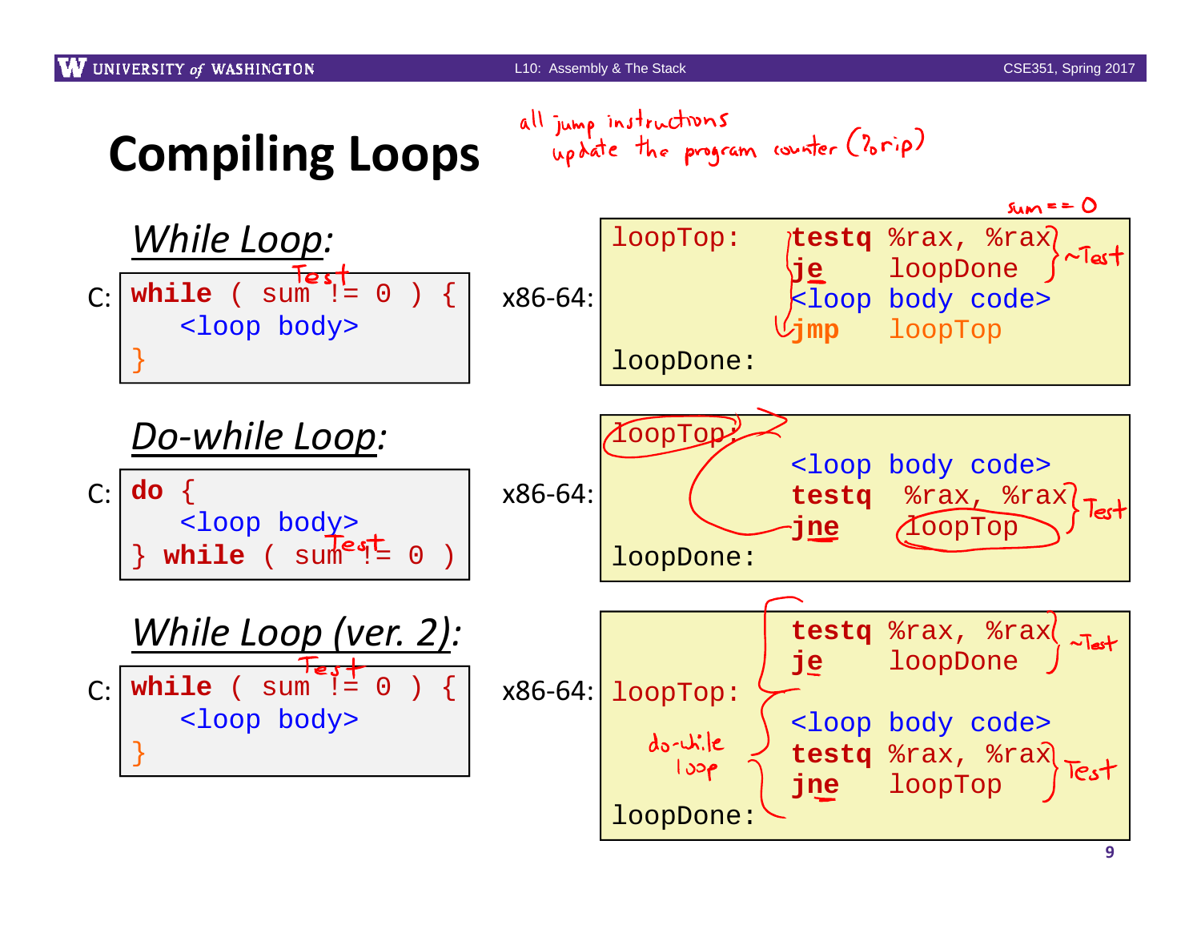# Compiling Loops

*all jump instructions update the program counter (%rip)*

## *While Loop:*

C:

```
while ( sum != 0 ) {
    <loop body>
}
```

x86-64:

```
loopTop:   testq %rax, %rax
           je    loopDone
           <loop body code>
           jmp   loopTop
loopDone:
```

## *Do-while Loop:*

C:

```
do {
    <loop body>
} while ( sum != 0 )
```

x86-64:

```
loopTop:
           <loop body code>
           testq  %rax, %rax
           jne    loopTop
loopDone:
```

## *While Loop (ver. 2):*

C:

```
while ( sum != 0 ) {
    <loop body>
}
```

x86-64:

```
           testq %rax, %rax
           je    loopDone
loopTop:
           <loop body code>
           testq %rax, %rax
           jne   loopTop
loopDone:
```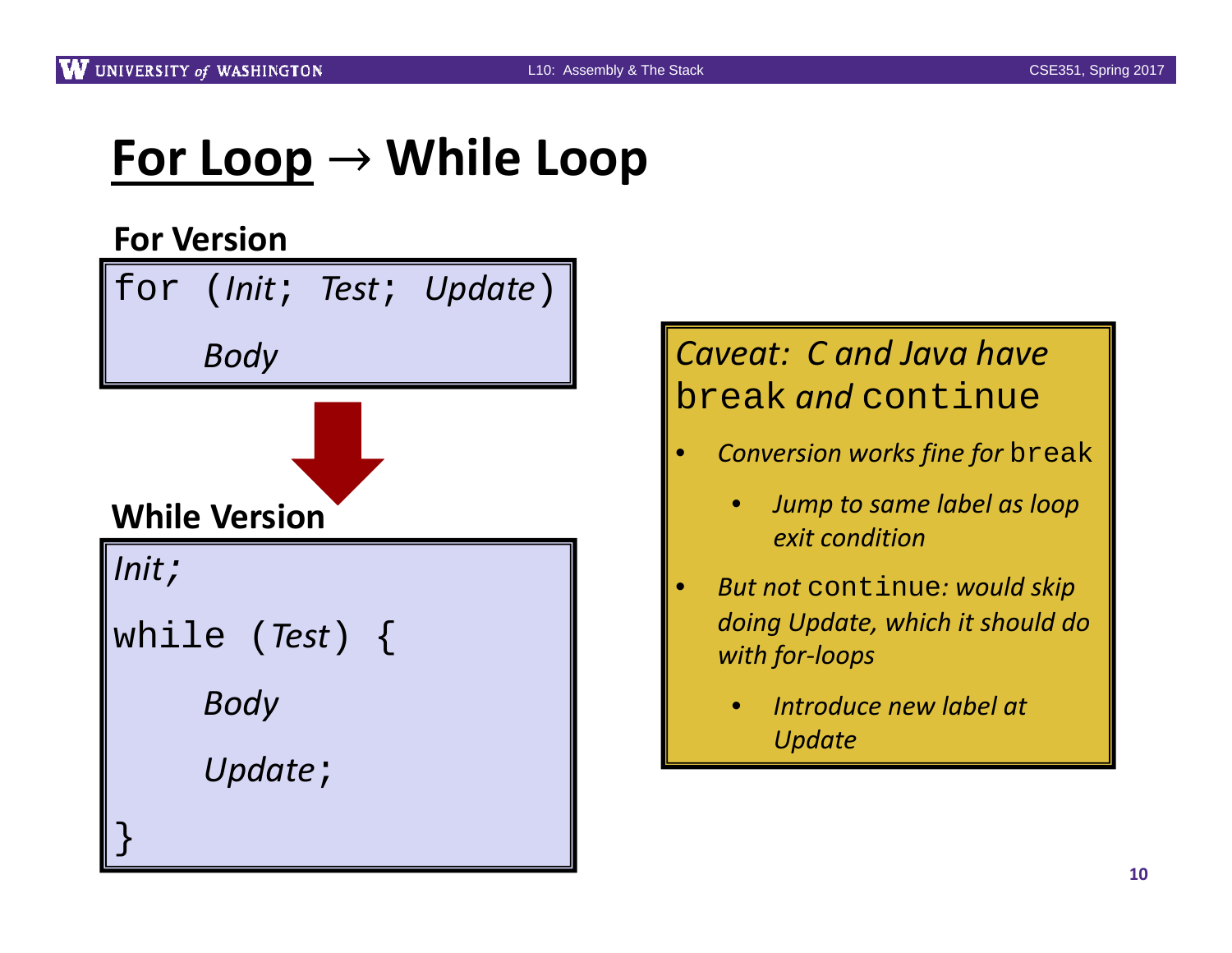# For Loop → While Loop

**For Version**

```
for (Init; Test; Update)

      Body
```

**While Version**

```
Init;

while (Test) {

      Body

      Update;

}
```

*Caveat: C and Java have* `break` *and* `continue`

- *Conversion works fine for* `break`
  - *Jump to same label as loop exit condition*
- *But not* `continue`*: would skip doing Update, which it should do with for-loops*
  - *Introduce new label at Update*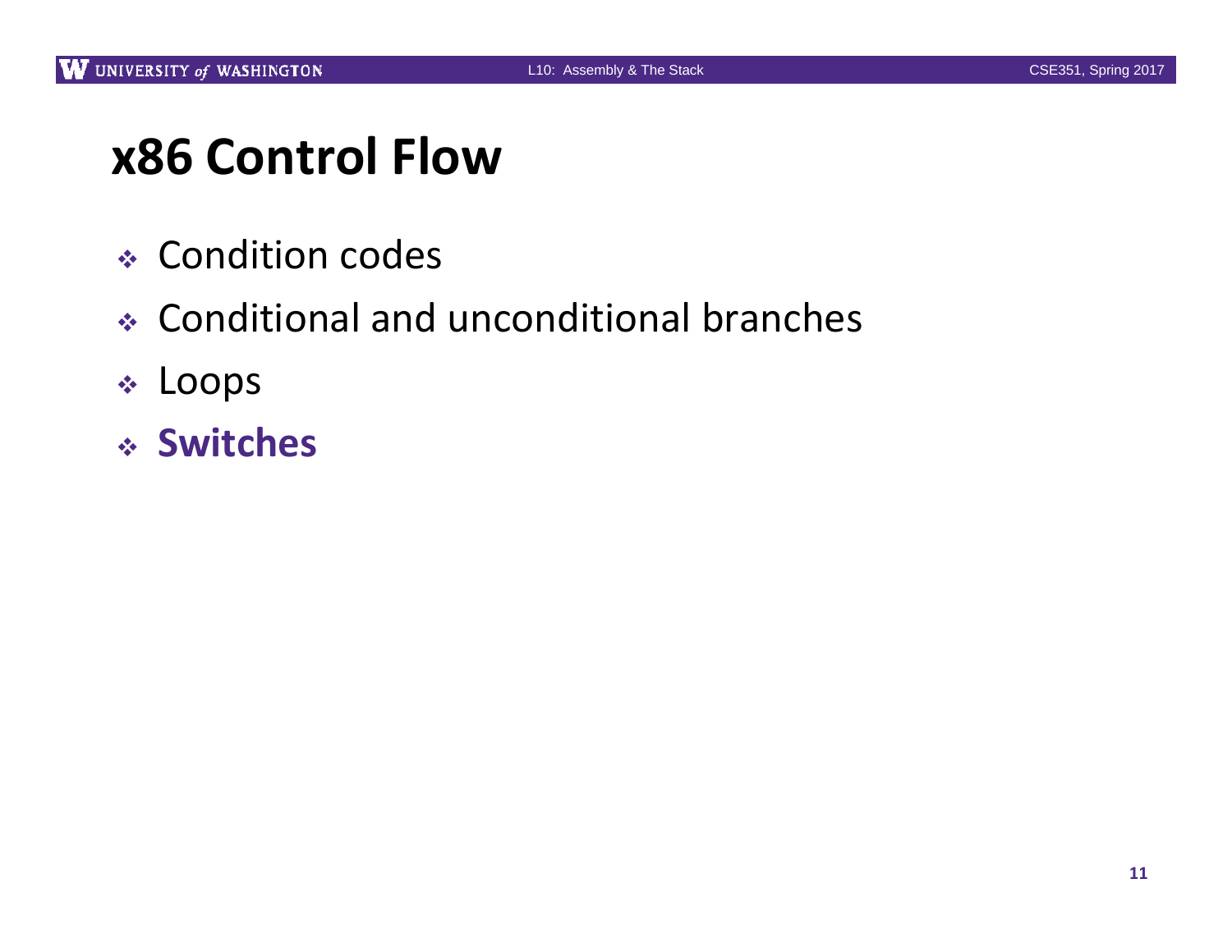# x86 Control Flow

- Condition codes
- Conditional and unconditional branches
- Loops
- **Switches**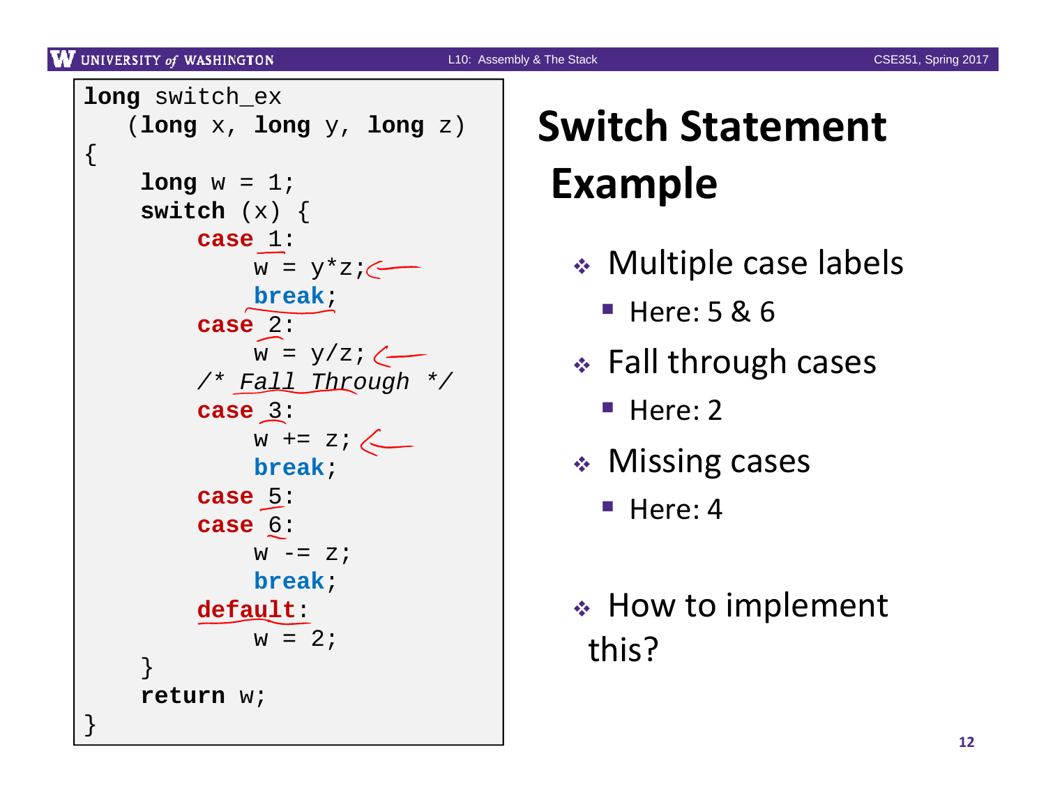# Switch Statement Example

```c
long switch_ex
   (long x, long y, long z)
{
    long w = 1;
    switch (x) {
        case 1:
            w = y*z;
            break;
        case 2:
            w = y/z;
        /* Fall Through */
        case 3:
            w += z;
            break;
        case 5:
        case 6:
            w -= z;
            break;
        default:
            w = 2;
    }
    return w;
}
```

- Multiple case labels
  - Here: 5 & 6
- Fall through cases
  - Here: 2
- Missing cases
  - Here: 4
- How to implement this?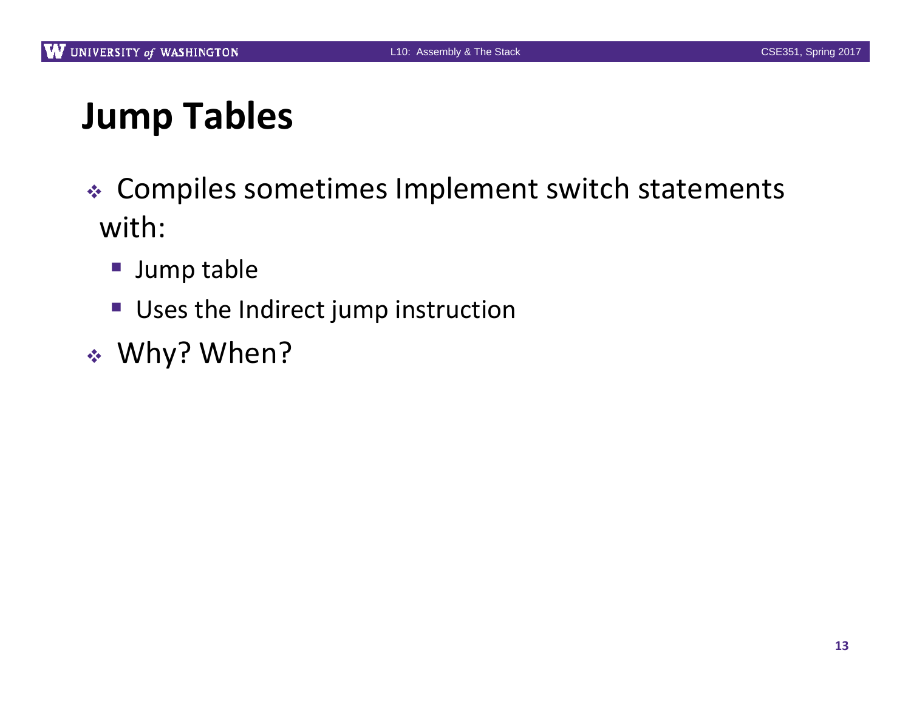# Jump Tables

- Compiles sometimes Implement switch statements with:
  - Jump table
  - Uses the Indirect jump instruction
- Why? When?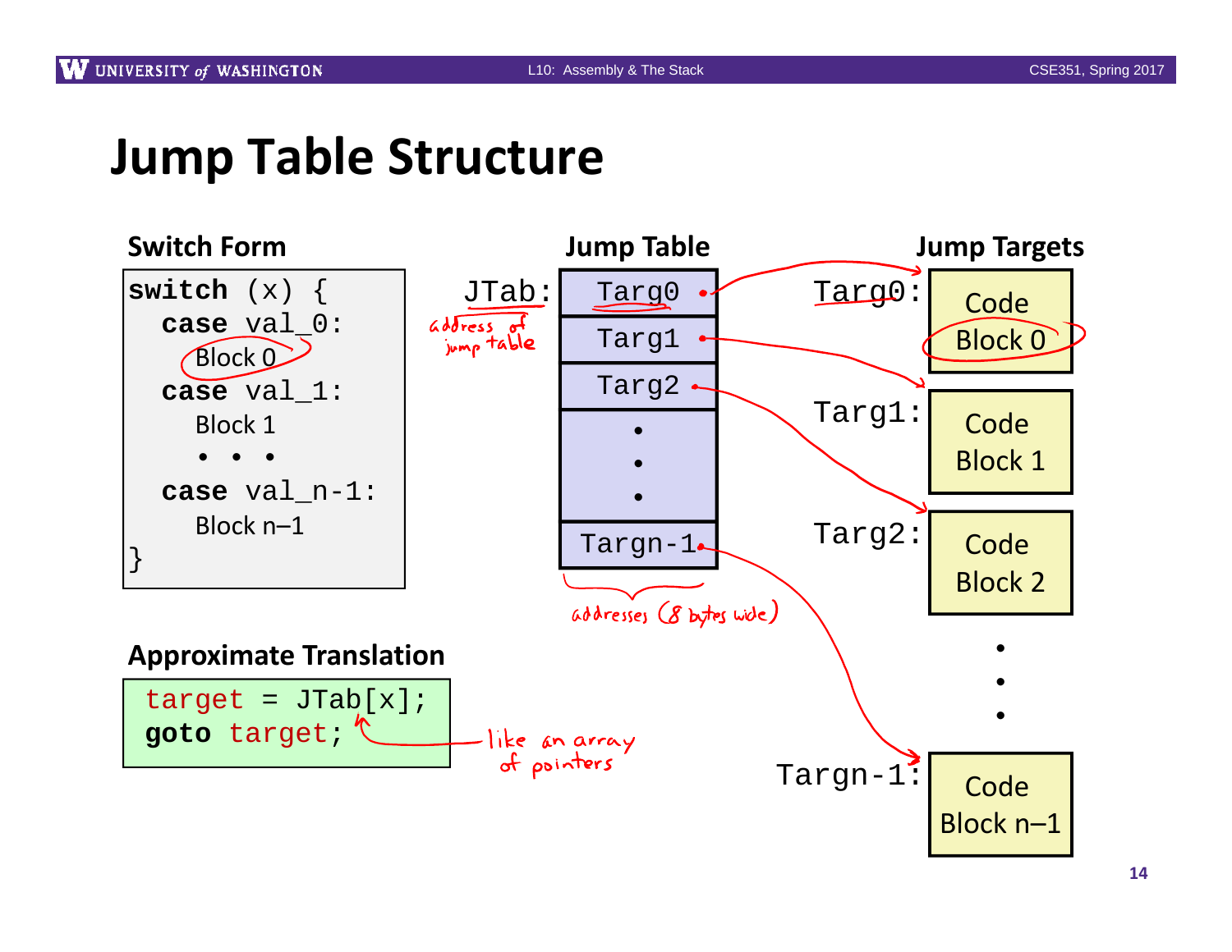# Jump Table Structure

### Switch Form

```
switch (x) {
  case val_0:
    Block 0
  case val_1:
    Block 1
    • • •
  case val_n-1:
    Block n–1
}
```

### Jump Table

JTab: (address of jump table)

| |
|---|
| Targ0 |
| Targ1 |
| Targ2 |
| • • • |
| Targn-1 |

addresses (8 bytes wide)

### Jump Targets

Targ0: Code Block 0

Targ1: Code Block 1

Targ2: Code Block 2

• • •

Targn-1: Code Block n–1

### Approximate Translation

```
target = JTab[x];
goto target;
```

like an array of pointers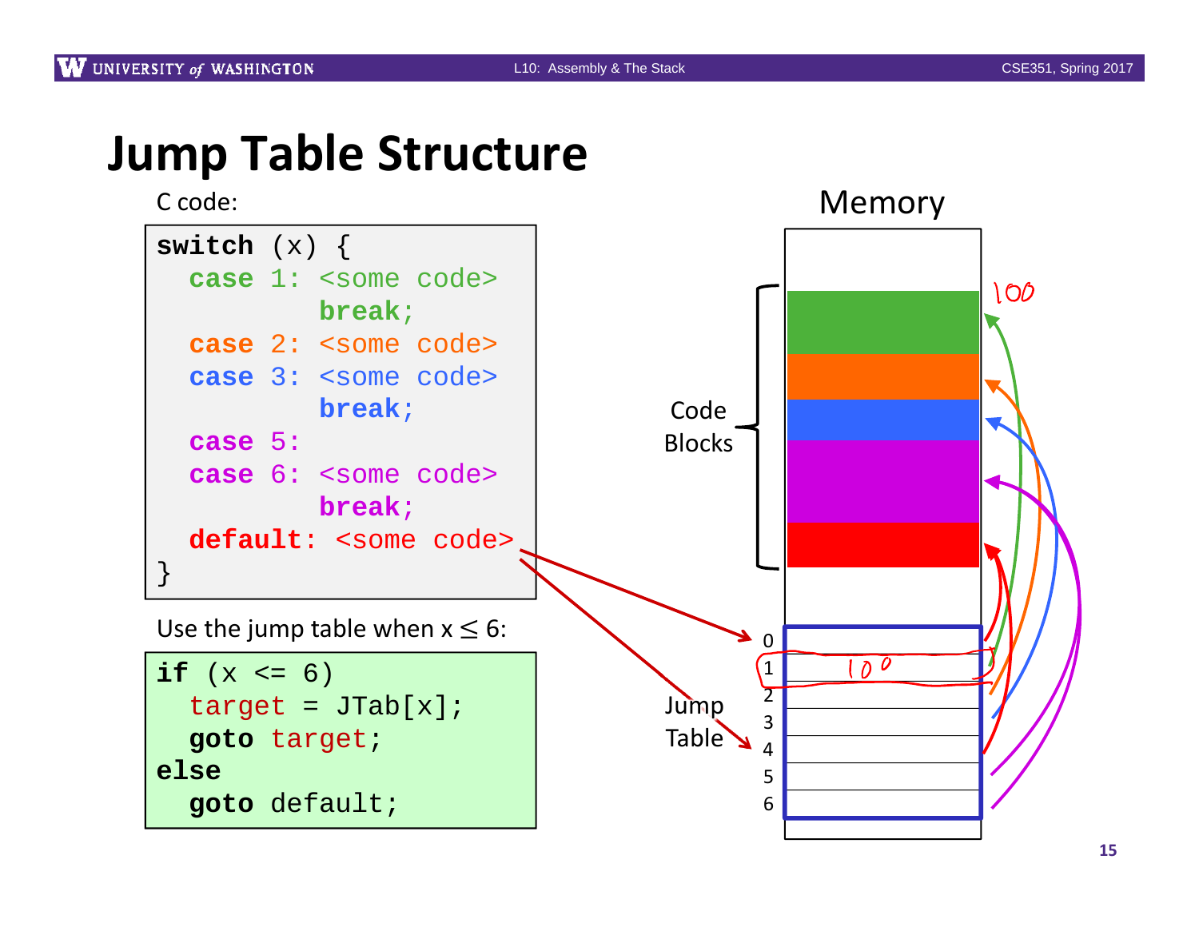# Jump Table Structure

C code:

```
switch (x) {
  case 1: <some code>
          break;
  case 2: <some code>
  case 3: <some code>
          break;
  case 5:
  case 6: <some code>
          break;
  default: <some code>
}
```

Use the jump table when $x \leq 6$:

```
if (x <= 6)
  target = JTab[x];
  goto target;
else
  goto default;
```

Memory

Code Blocks

Jump Table

0
1 100
2
3
4
5
6

100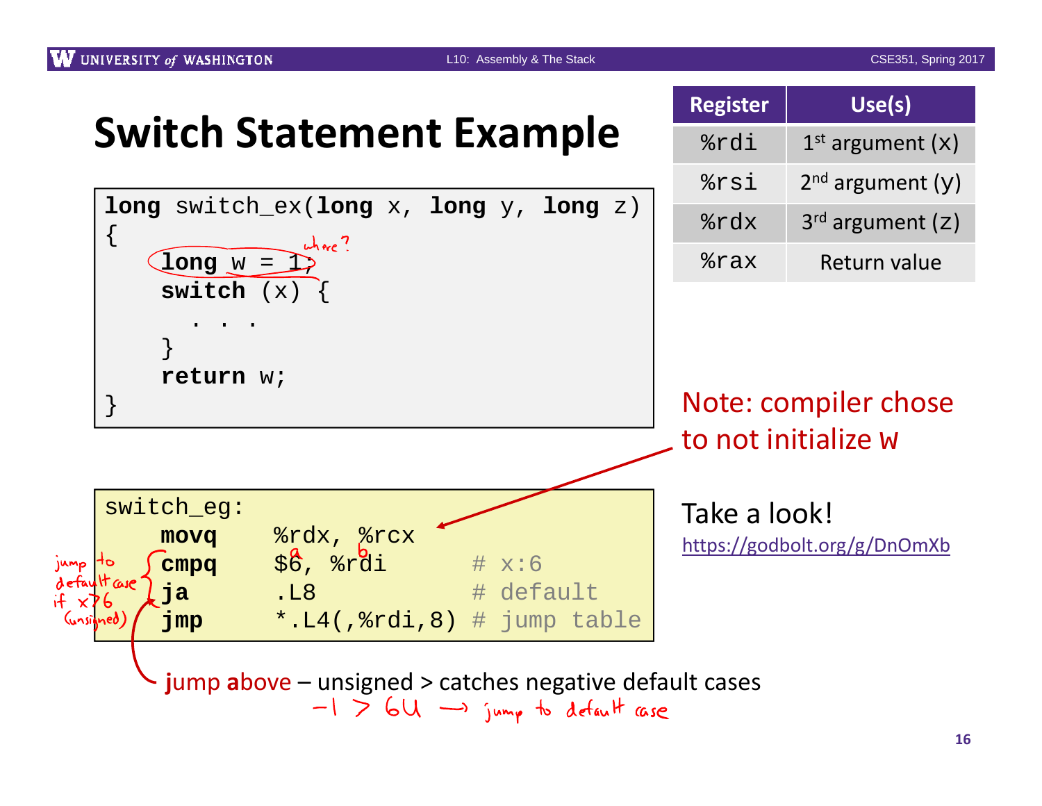# Switch Statement Example

```
long switch_ex(long x, long y, long z)
{
    long w = 1;
    switch (x) {
      . . .
    }
    return w;
}
```

| Register | Use(s) |
| --- | --- |
| %rdi | 1st argument (x) |
| %rsi | 2nd argument (y) |
| %rdx | 3rd argument (z) |
| %rax | Return value |

Note: compiler chose to not initialize w

```
switch_eg:
    movq    %rdx, %rcx
    cmpq    $6, %rdi         # x:6
    ja      .L8              # default
    jmp     *.L4(,%rdi,8)    # jump table
```

Take a look!

https://godbolt.org/g/DnOmXb

**jump above** – unsigned > catches negative default cases

Handwritten annotations: "where?" (next to `long w = 1;`); "a" and "b" (above `$6` and `%rdi`); "jump to default case if x>6 (unsigned)" (next to `cmpq`/`ja`); "-1 > 6U → jump to default case"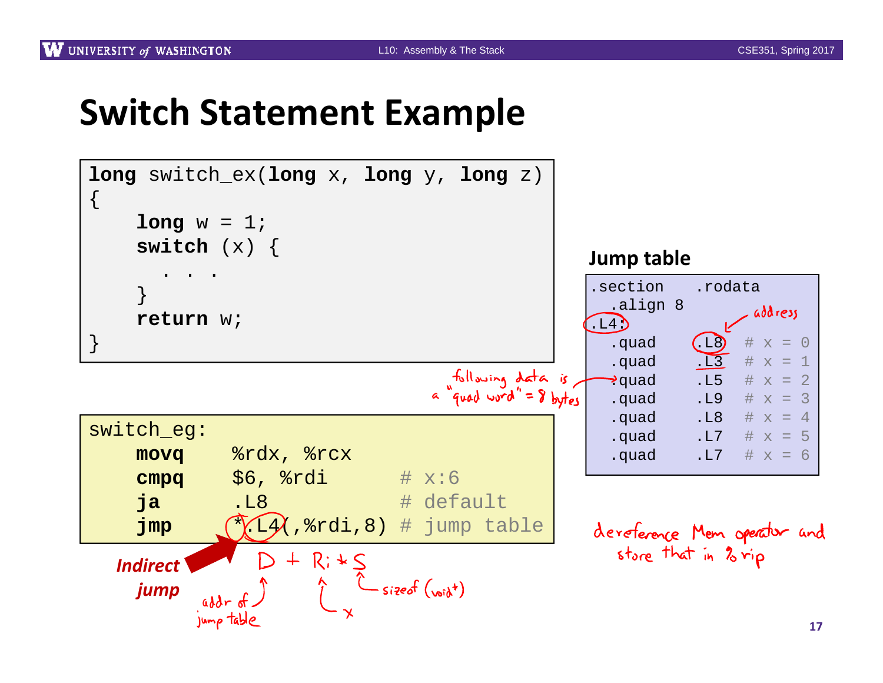# Switch Statement Example

```
long switch_ex(long x, long y, long z)
{
    long w = 1;
    switch (x) {
      . . .
    }
    return w;
}
```

### Jump table

```
.section   .rodata
  .align 8
.L4:
  .quad    .L8   # x = 0
  .quad    .L3   # x = 1
  .quad    .L5   # x = 2
  .quad    .L9   # x = 3
  .quad    .L8   # x = 4
  .quad    .L7   # x = 5
  .quad    .L7   # x = 6
```

```
switch_eg:
    movq    %rdx, %rcx
    cmpq    $6, %rdi        # x:6
    ja      .L8             # default
    jmp     *.L4(,%rdi,8)   # jump table
```

***Indirect jump***

Handwritten annotations:

- address (pointing to .L8)
- following data is a "quad word" = 8 bytes
- D + Ri * S
- addr of jump table (D)
- x (Ri)
- sizeof (void*) (S)
- dereference Mem operator and store that in %rip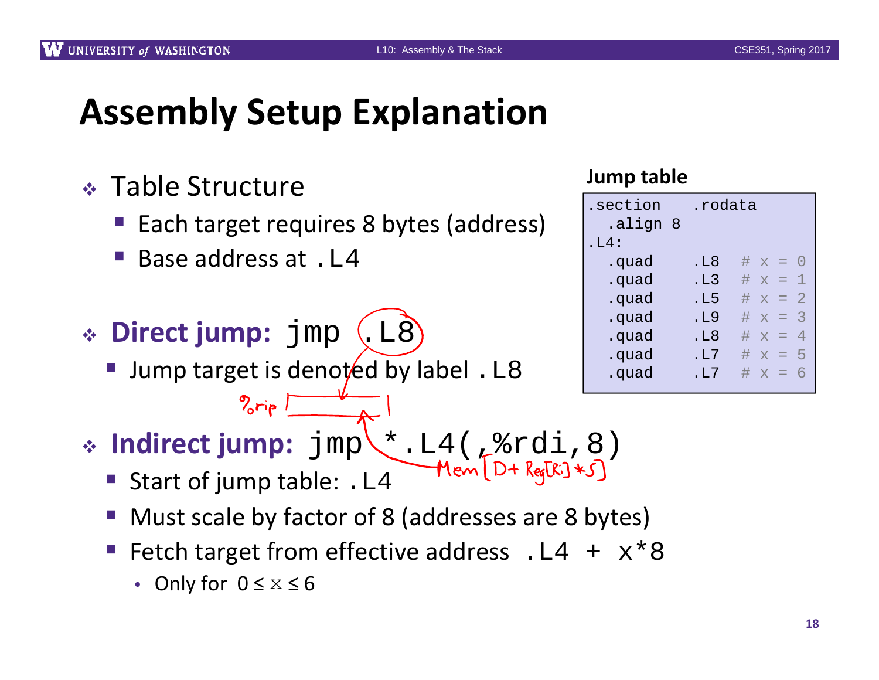# Assembly Setup Explanation

- Table Structure
  - Each target requires 8 bytes (address)
  - Base address at `.L4`

- **Direct jump:** `jmp .L8`
  - Jump target is denoted by label `.L8`

- **Indirect jump:** `jmp *.L4(,%rdi,8)`
  - Start of jump table: `.L4`
  - Must scale by factor of 8 (addresses are 8 bytes)
  - Fetch target from effective address `.L4 + x*8`
    - Only for $0 \le x \le 6$

**Jump table**

```
.section   .rodata
  .align 8
.L4:
  .quad    .L8   # x = 0
  .quad    .L3   # x = 1
  .quad    .L5   # x = 2
  .quad    .L9   # x = 3
  .quad    .L8   # x = 4
  .quad    .L7   # x = 5
  .quad    .L7   # x = 6
```

%rip

Mem[D+ Reg[Ri]*S]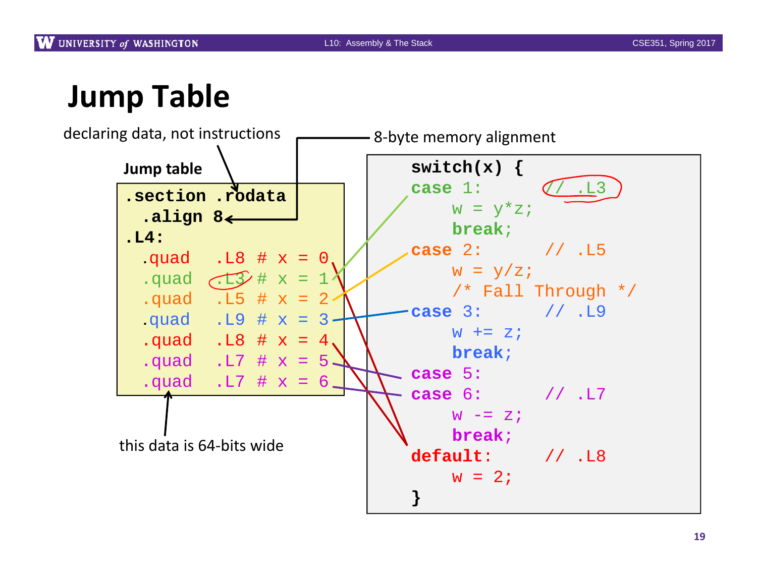# Jump Table

declaring data, not instructions

8-byte memory alignment

**Jump table**

```
.section .rodata
  .align 8
.L4:
  .quad   .L8 # x = 0
  .quad   .L3 # x = 1
  .quad   .L5 # x = 2
  .quad   .L9 # x = 3
  .quad   .L8 # x = 4
  .quad   .L7 # x = 5
  .quad   .L7 # x = 6
```

this data is 64-bits wide

```
switch(x) {
case 1:       // .L3
    w = y*z;
    break;
case 2:       // .L5
    w = y/z;
    /* Fall Through */
case 3:       // .L9
    w += z;
    break;
case 5:
case 6:       // .L7
    w -= z;
    break;
default:      // .L8
    w = 2;
}
```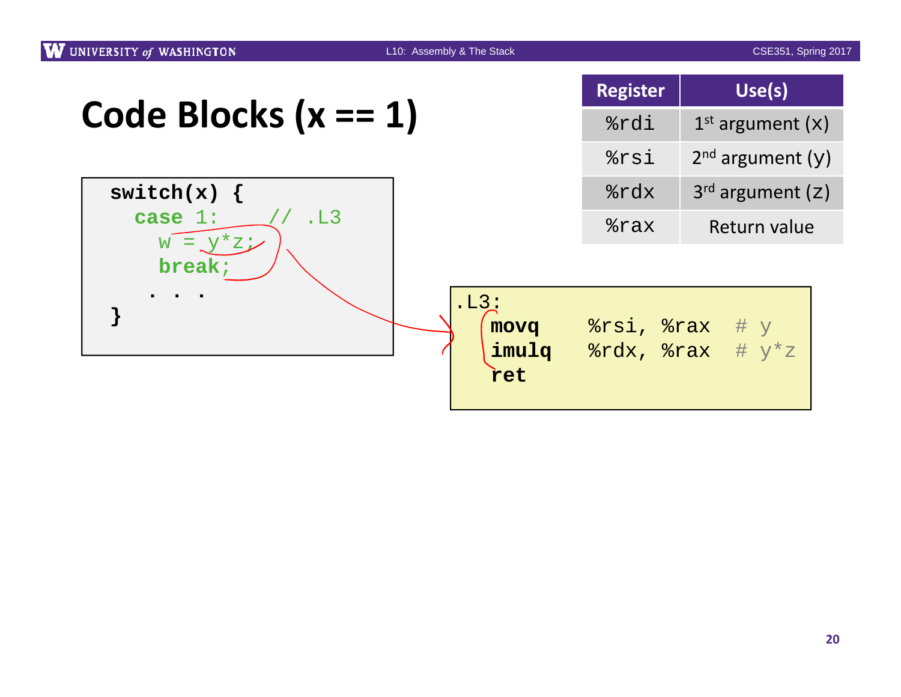# Code Blocks (x == 1)

```
switch(x) {
  case 1:     // .L3
    w = y*z;
    break;
   . . .
}
```

| Register | Use(s) |
|---|---|
| %rdi | 1st argument (x) |
| %rsi | 2nd argument (y) |
| %rdx | 3rd argument (z) |
| %rax | Return value |

```
.L3:
   movq    %rsi, %rax   # y
   imulq   %rdx, %rax   # y*z
   ret
```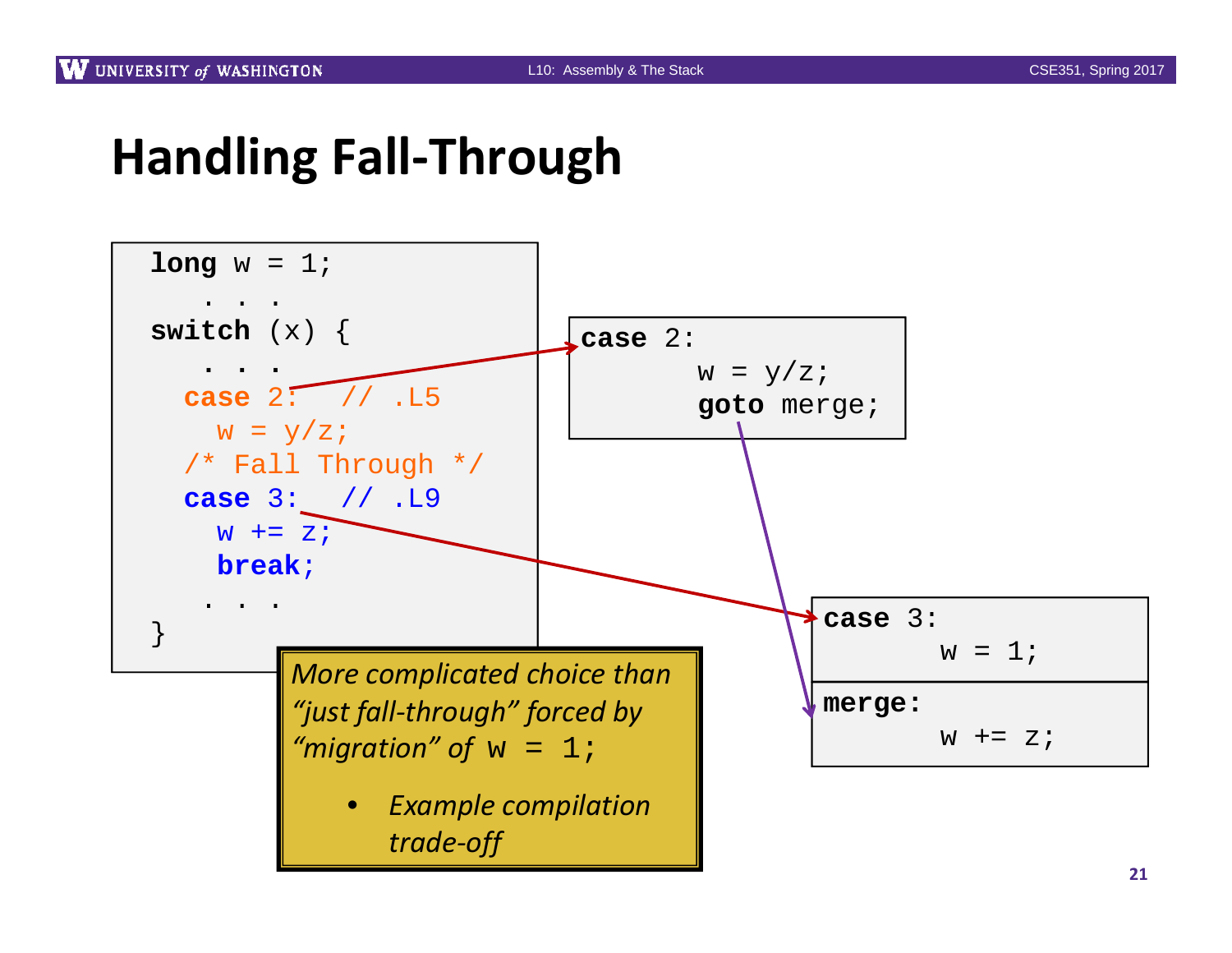# Handling Fall-Through

```c
long w = 1;
   . . .
switch (x) {
   . . .
  case 2:   // .L5
    w = y/z;
  /* Fall Through */
  case 3:   // .L9
    w += z;
    break;
   . . .
}
```

```c
case 2:
       w = y/z;
       goto merge;
```

```c
case 3:
       w = 1;
```

```c
merge:
       w += z;
```

*More complicated choice than “just fall-through” forced by “migration” of* `w = 1;`

- *Example compilation trade-off*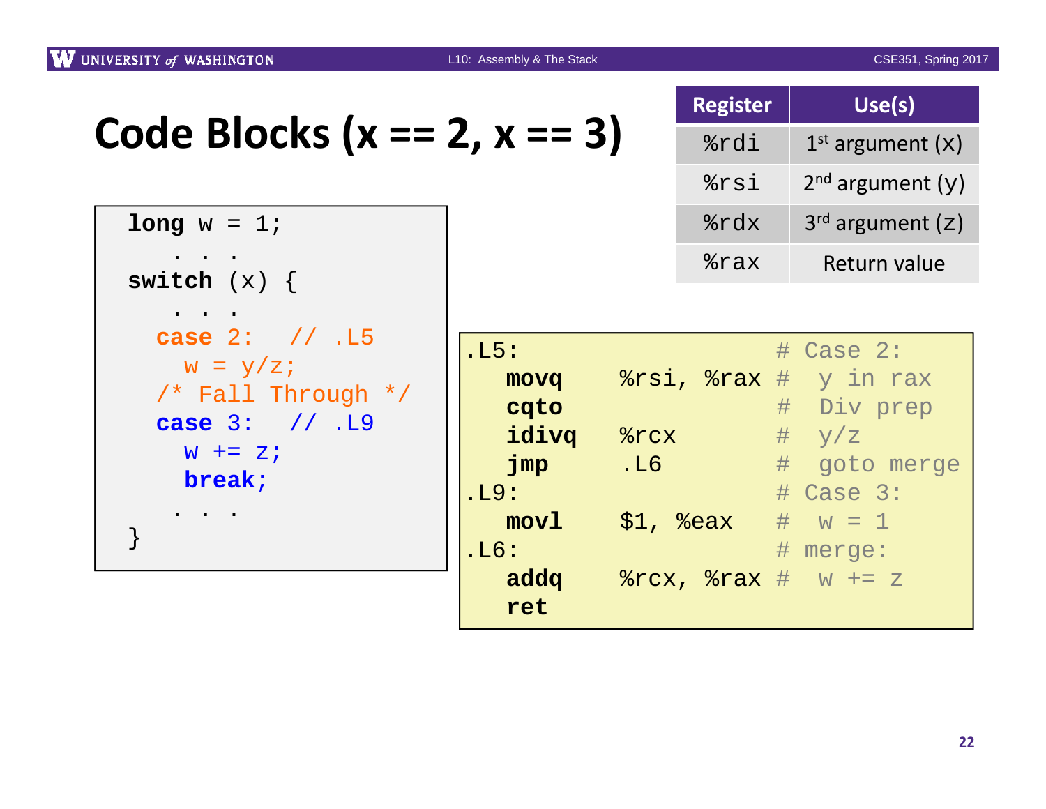# Code Blocks (x == 2, x == 3)

| Register | Use(s) |
|---|---|
| %rdi | 1st argument (x) |
| %rsi | 2nd argument (y) |
| %rdx | 3rd argument (z) |
| %rax | Return value |

```
long w = 1;
   . . .
switch (x) {
   . . .
  case 2:   // .L5
    w = y/z;
  /* Fall Through */
  case 3:   // .L9
    w += z;
    break;
   . . .
}
```

```
.L5:                          # Case 2:
   movq     %rsi, %rax  #  y in rax
   cqto                       #  Div prep
   idivq    %rcx              #  y/z
   jmp      .L6               #  goto merge
.L9:                          # Case 3:
   movl     $1, %eax          #  w = 1
.L6:                          # merge:
   addq     %rcx, %rax  #  w += z
   ret
```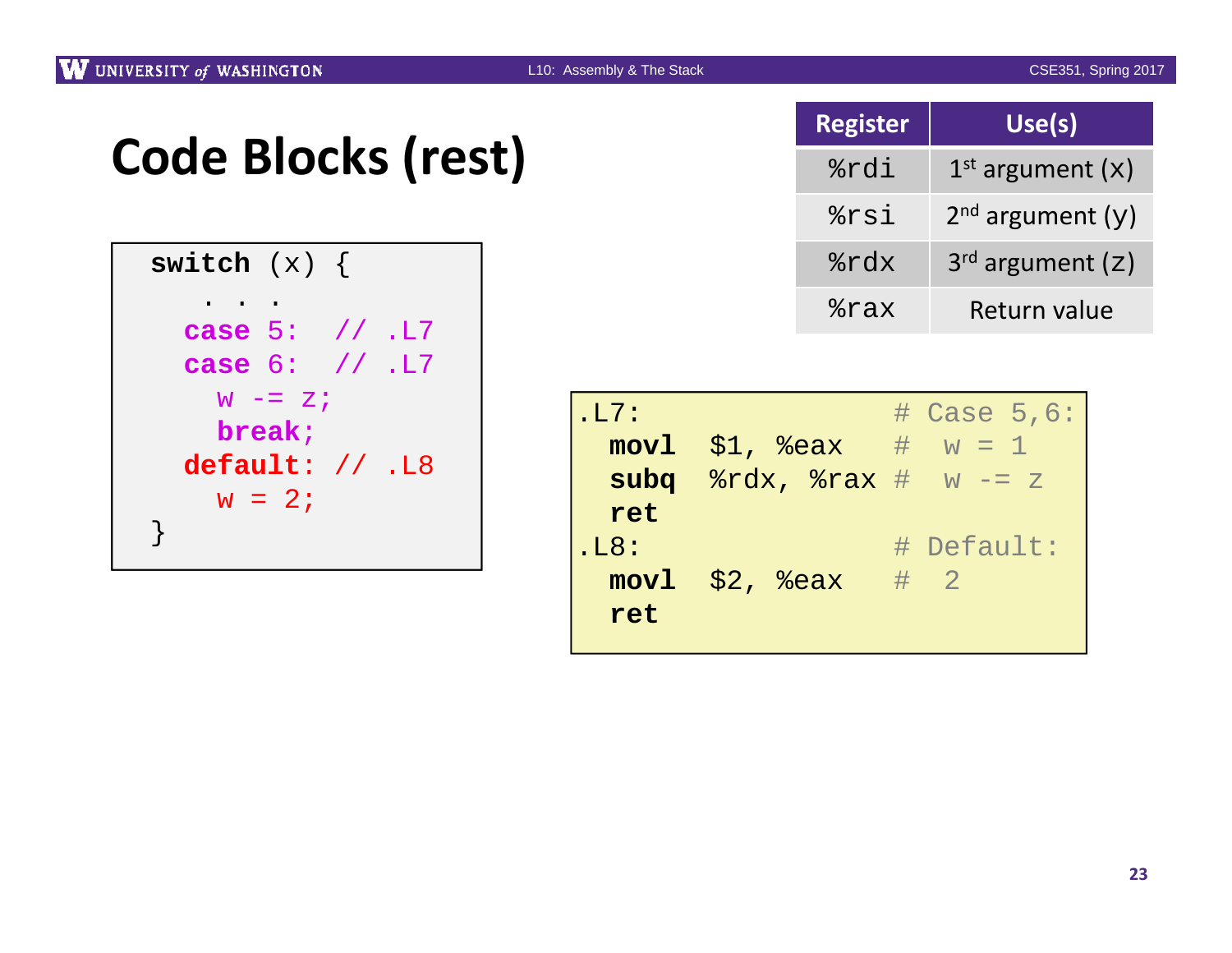# Code Blocks (rest)

| Register | Use(s) |
|---|---|
| %rdi | 1st argument (x) |
| %rsi | 2nd argument (y) |
| %rdx | 3rd argument (z) |
| %rax | Return value |

```
switch (x) {
  . . .
  case 5:  // .L7
  case 6:  // .L7
    w -= z;
    break;
  default: // .L8
    w = 2;
}
```

```
.L7:                    # Case 5,6:
  movl  $1, %eax        #  w = 1
  subq  %rdx, %rax      #  w -= z
  ret
.L8:                    # Default:
  movl  $2, %eax        #  2
  ret
```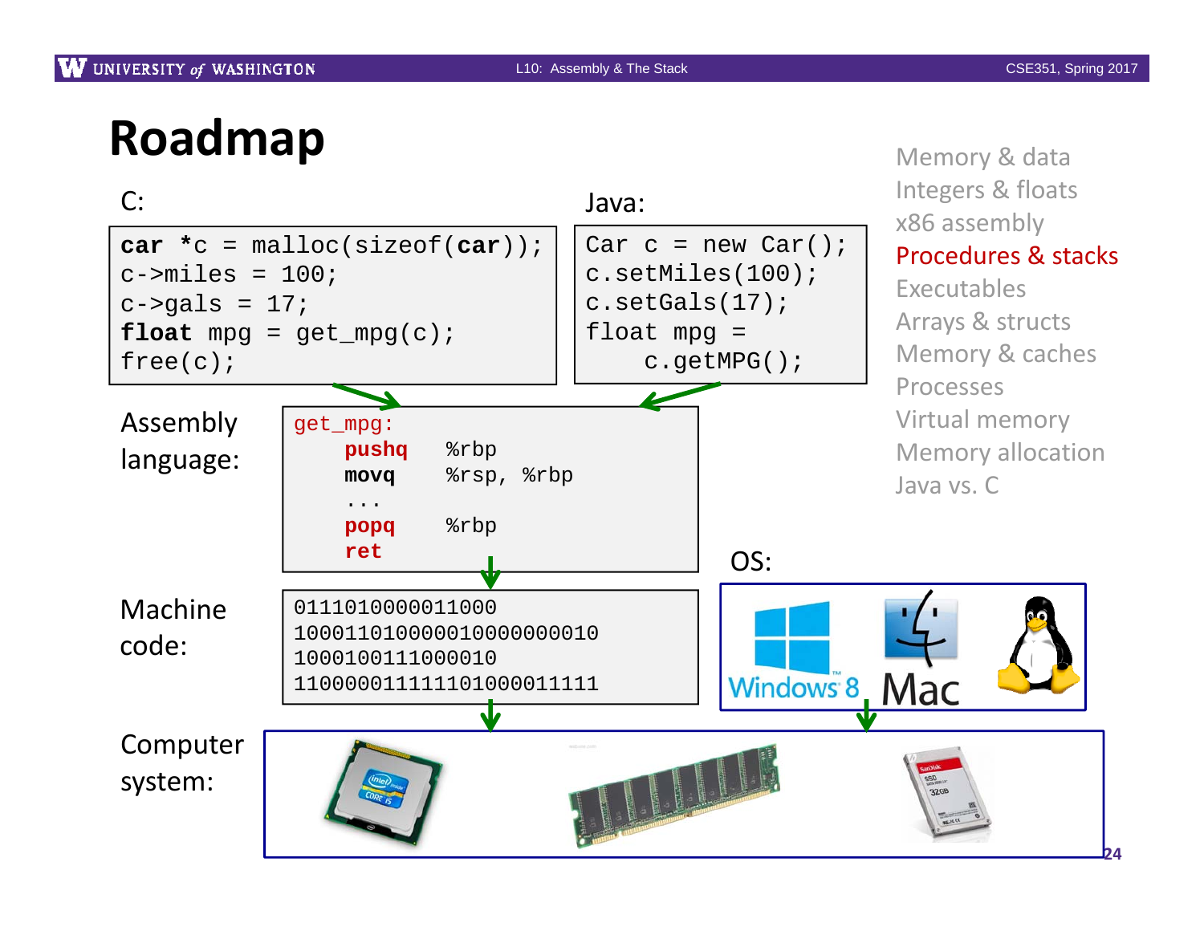# Roadmap

C:

```
car *c = malloc(sizeof(car));
c->miles = 100;
c->gals = 17;
float mpg = get_mpg(c);
free(c);
```

Java:

```
Car c = new Car();
c.setMiles(100);
c.setGals(17);
float mpg =
    c.getMPG();
```

Assembly language:

```
get_mpg:
    pushq   %rbp
    movq    %rsp, %rbp
    ...
    popq    %rbp
    ret
```

Machine code:

```
0111010000011000
100011010000010000000010
1000100111000010
110000011111101000011111
```

OS:

Windows 8 Mac

Computer system:

- Memory & data
- Integers & floats
- x86 assembly
- **Procedures & stacks**
- Executables
- Arrays & structs
- Memory & caches
- Processes
- Virtual memory
- Memory allocation
- Java vs. C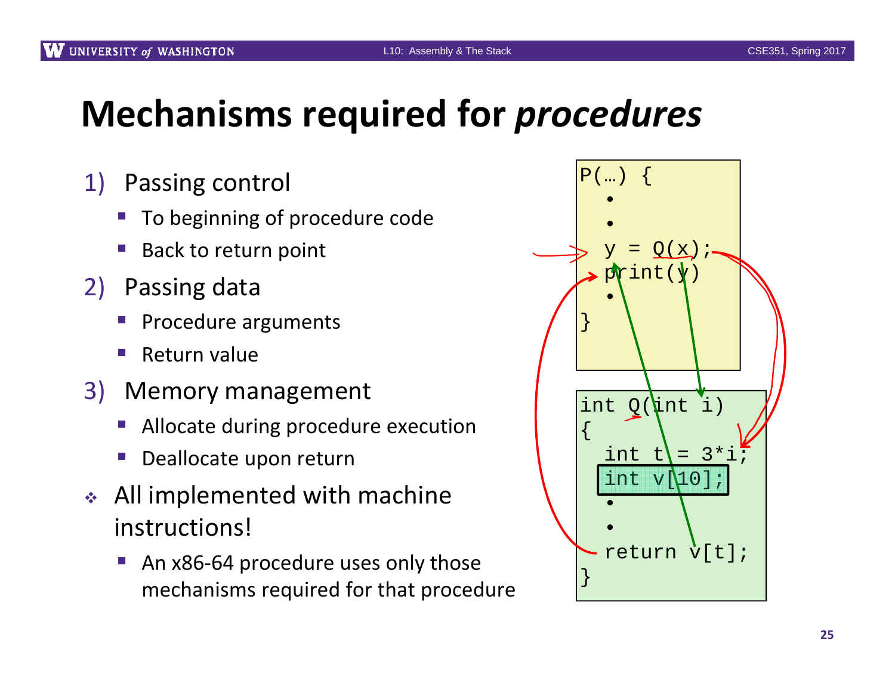# Mechanisms required for *procedures*

1) Passing control
   - To beginning of procedure code
   - Back to return point
2) Passing data
   - Procedure arguments
   - Return value
3) Memory management
   - Allocate during procedure execution
   - Deallocate upon return

- All implemented with machine instructions!
  - An x86-64 procedure uses only those mechanisms required for that procedure

```
P(…) {
  •
  •
  y = Q(x);
  print(y)
  •
}
```

```
int Q(int i)
{
  int t = 3*i;
  int v[10];
  •
  •
  return v[t];
}
```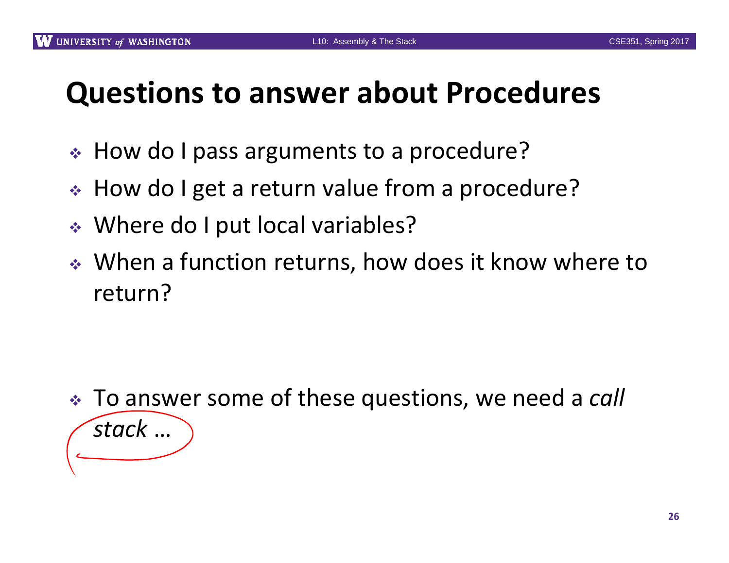# Questions to answer about Procedures

- How do I pass arguments to a procedure?
- How do I get a return value from a procedure?
- Where do I put local variables?
- When a function returns, how does it know where to return?

- To answer some of these questions, we need a *call stack* …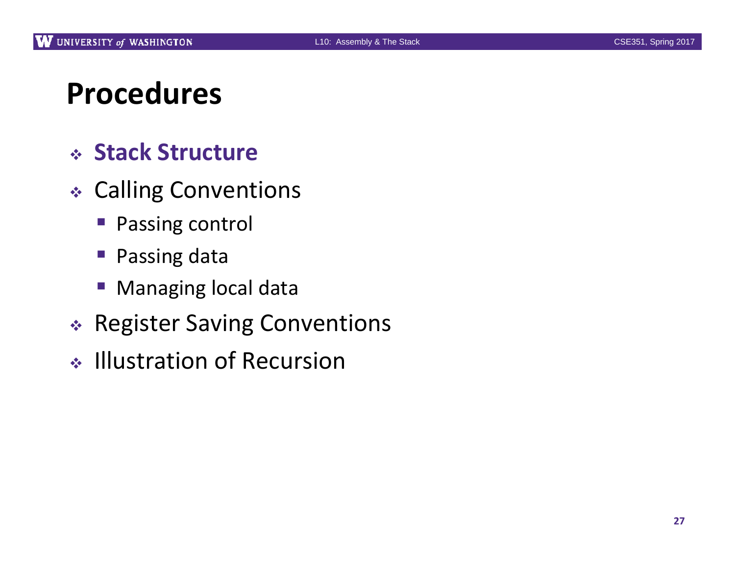# Procedures

- **Stack Structure**
- Calling Conventions
  - Passing control
  - Passing data
  - Managing local data
- Register Saving Conventions
- Illustration of Recursion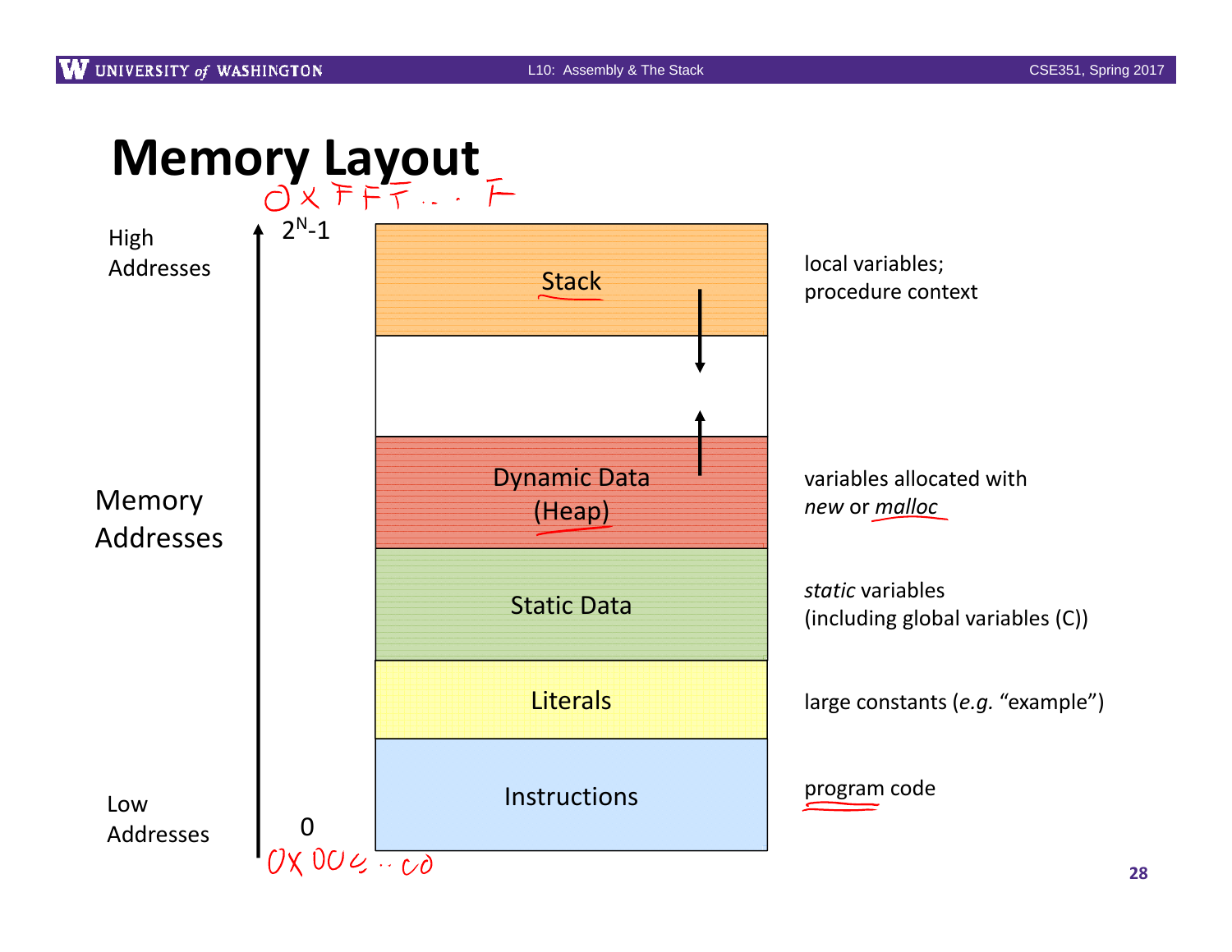# Memory Layout

| Memory Addresses | Segment | Description |
|---|---|---|
| High Addresses ($2^N$-1) | Stack | local variables; procedure context |
| | (free space) | |
| | Dynamic Data (Heap) | variables allocated with *new* or *malloc* |
| | Static Data | *static* variables (including global variables (C)) |
| | Literals | large constants (*e.g.* "example") |
| Low Addresses (0) | Instructions | program code |

The Stack grows downward (toward lower addresses); the Heap grows upward (toward higher addresses).

Handwritten annotations: 0xFFF...F (at $2^N$-1), 0x000...00 (at 0)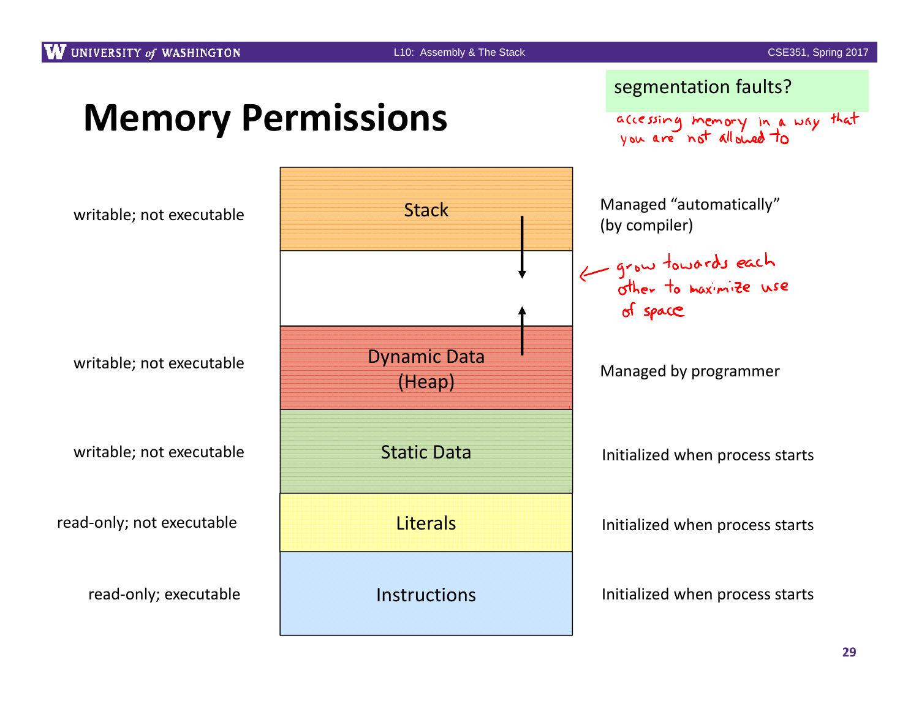# Memory Permissions

segmentation faults?

accessing memory in a way that you are not allowed to

| Permissions | Segment | Management |
|---|---|---|
| writable; not executable | Stack | Managed "automatically" (by compiler) |
| | *(free space — stack grows down, heap grows up)* | grow towards each other to maximize use of space |
| writable; not executable | Dynamic Data (Heap) | Managed by programmer |
| writable; not executable | Static Data | Initialized when process starts |
| read-only; not executable | Literals | Initialized when process starts |
| read-only; executable | Instructions | Initialized when process starts |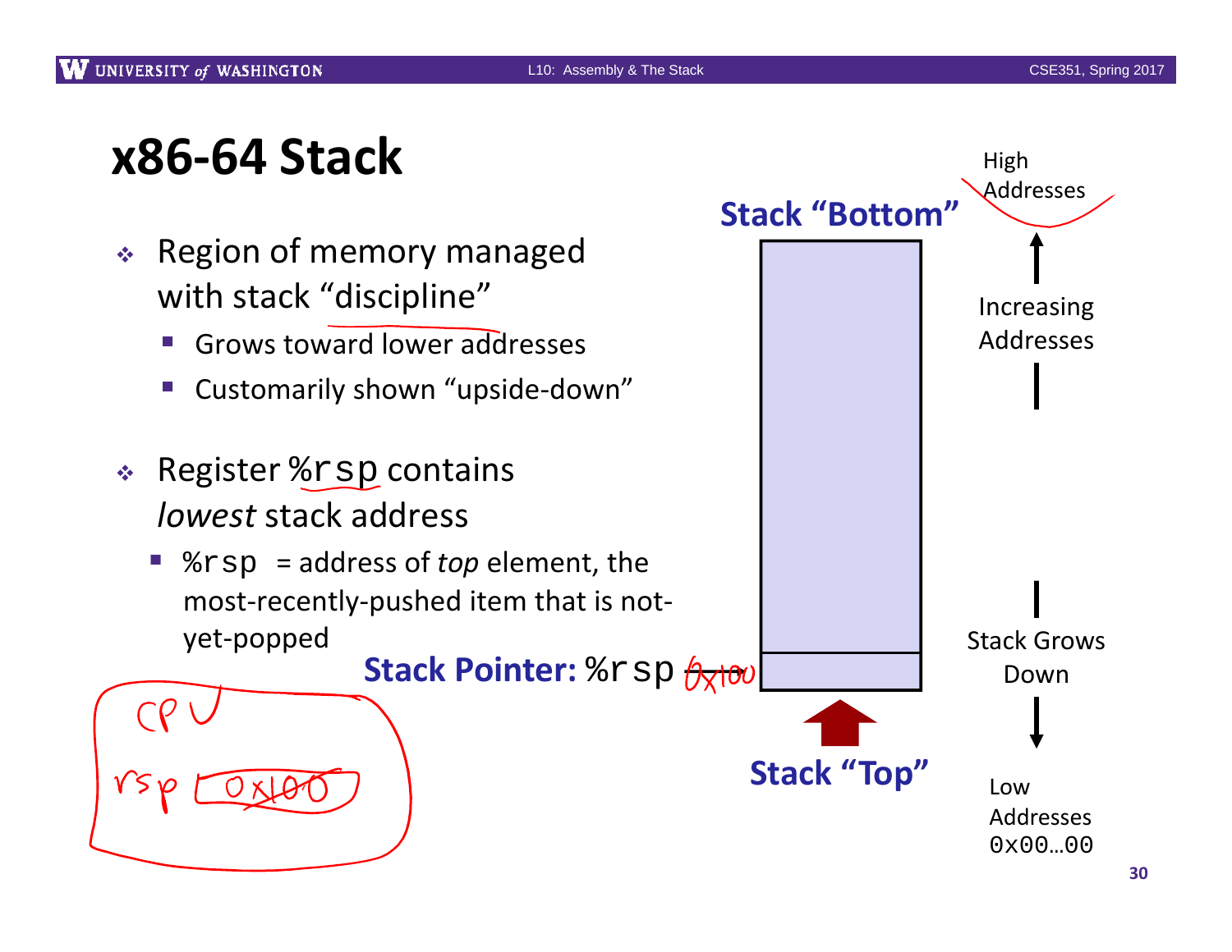# x86-64 Stack

- Region of memory managed with stack "discipline"
  - Grows toward lower addresses
  - Customarily shown "upside-down"

- Register `%rsp` contains *lowest* stack address
  - `%rsp` = address of *top* element, the most-recently-pushed item that is not-yet-popped

**Stack Pointer:** `%rsp`

Stack "Bottom"

Stack "Top"

High Addresses

Increasing Addresses

Stack Grows Down

Low Addresses `0x00…00`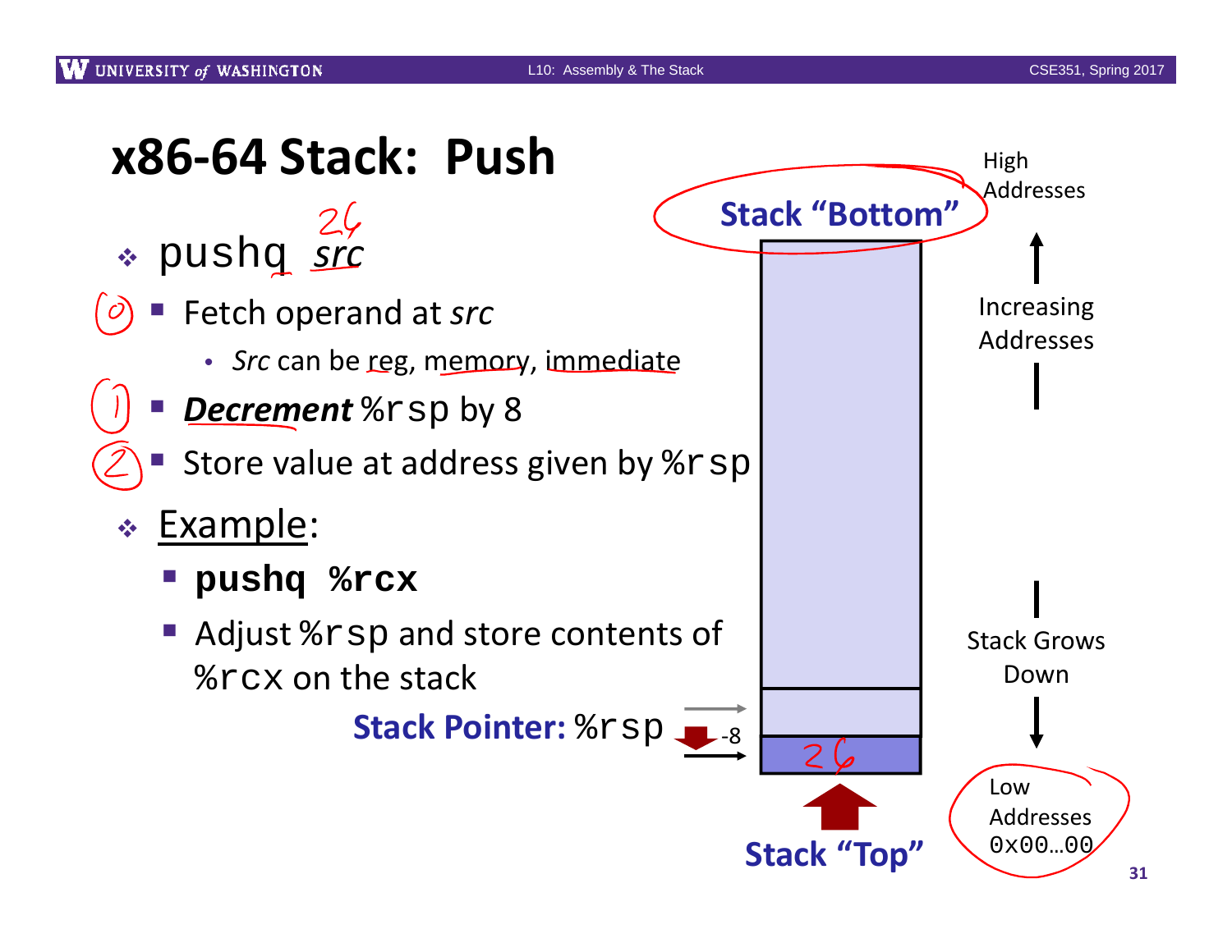# x86-64 Stack: Push

- pushq *src*
  - Fetch operand at *src*
    - *Src* can be reg, memory, immediate
  - ***Decrement*** `%rsp` by 8
  - Store value at address given by `%rsp`
- Example:
  - **`pushq %rcx`**
  - Adjust `%rsp` and store contents of `%rcx` on the stack

Stack "Bottom"

High Addresses

Increasing Addresses

Stack Grows Down

Low Addresses `0x00…00`

Stack Pointer: `%rsp` -8

Stack "Top"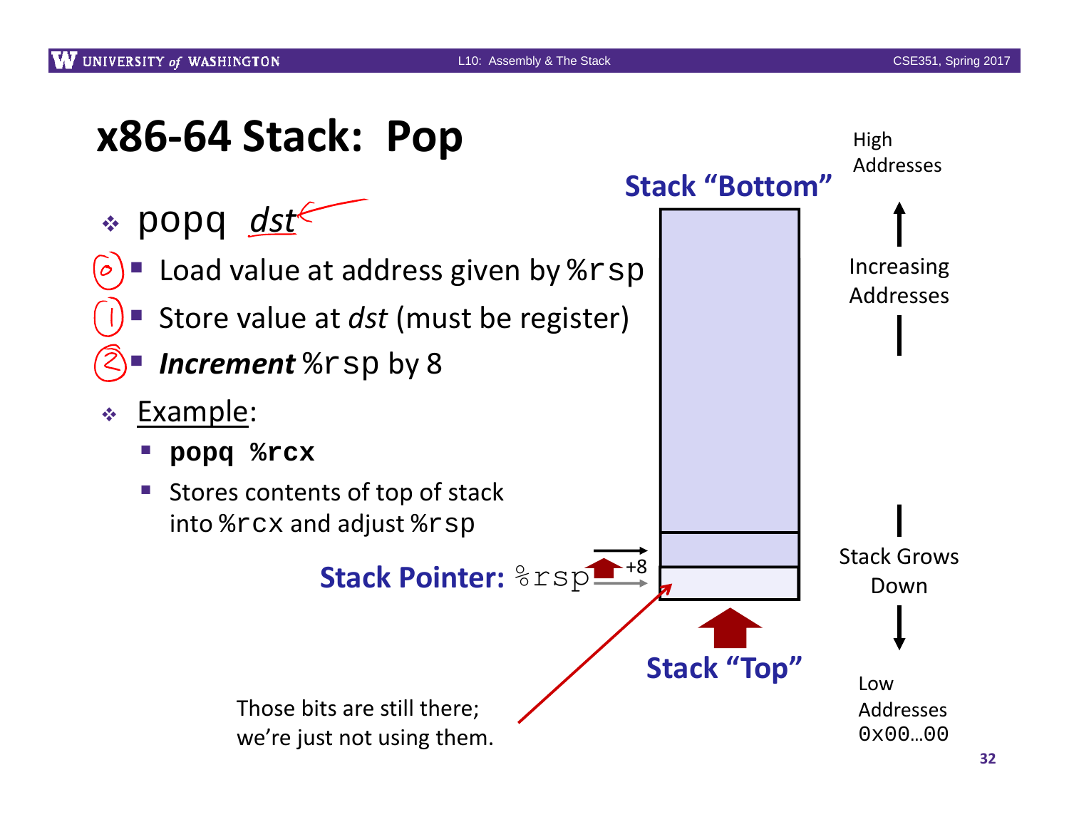# x86-64 Stack: Pop

- popq *dst*
  - (0) Load value at address given by `%rsp`
  - (1) Store value at *dst* (must be register)
  - (2) ***Increment*** `%rsp` by 8
- Example:
  - **`popq %rcx`**
  - Stores contents of top of stack into `%rcx` and adjust `%rsp`

Stack "Bottom"

High Addresses

Increasing Addresses

Stack Pointer: `%rsp` +8

Stack Grows Down

Stack "Top"

Low Addresses 0x00…00

Those bits are still there; we're just not using them.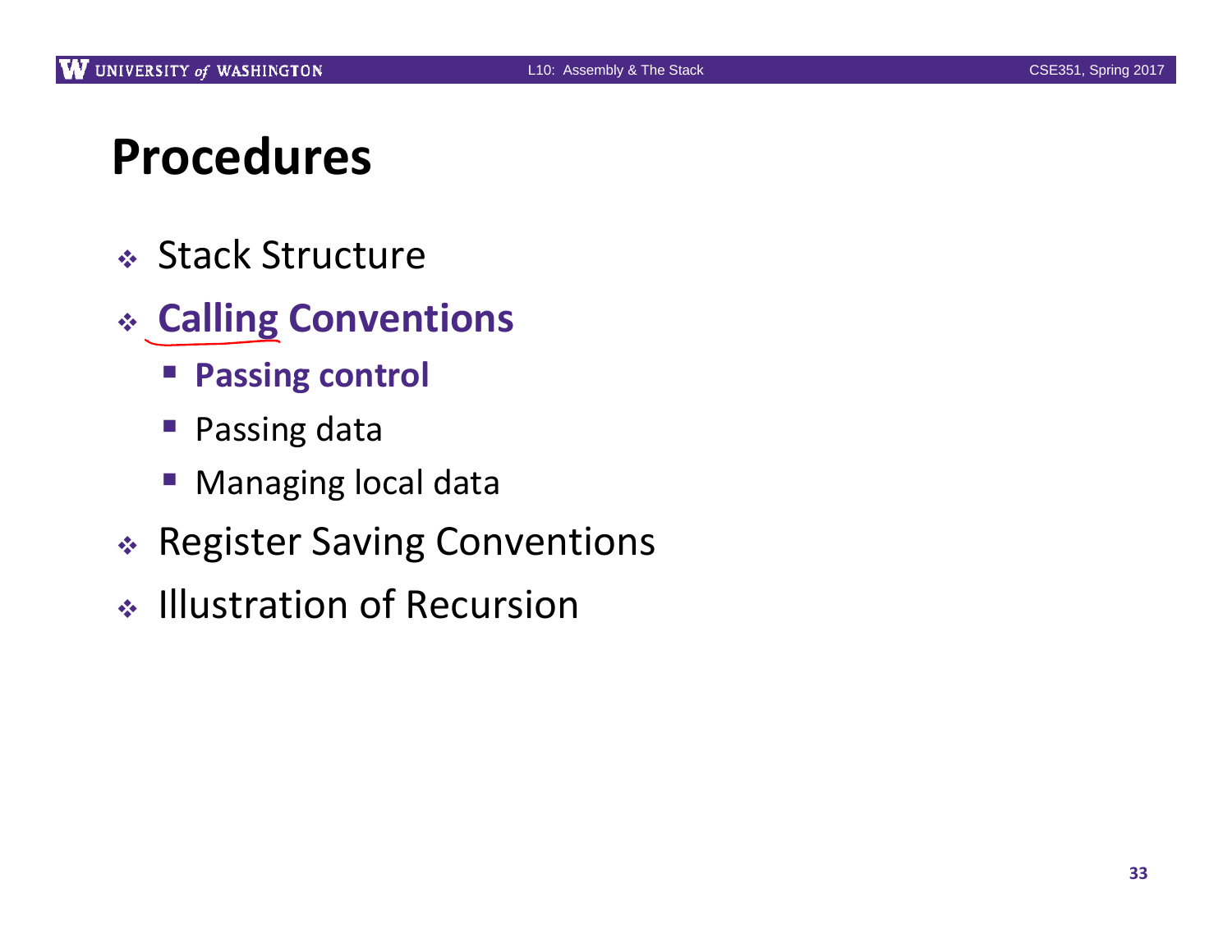# Procedures

- Stack Structure
- **Calling Conventions**
  - **Passing control**
  - Passing data
  - Managing local data
- Register Saving Conventions
- Illustration of Recursion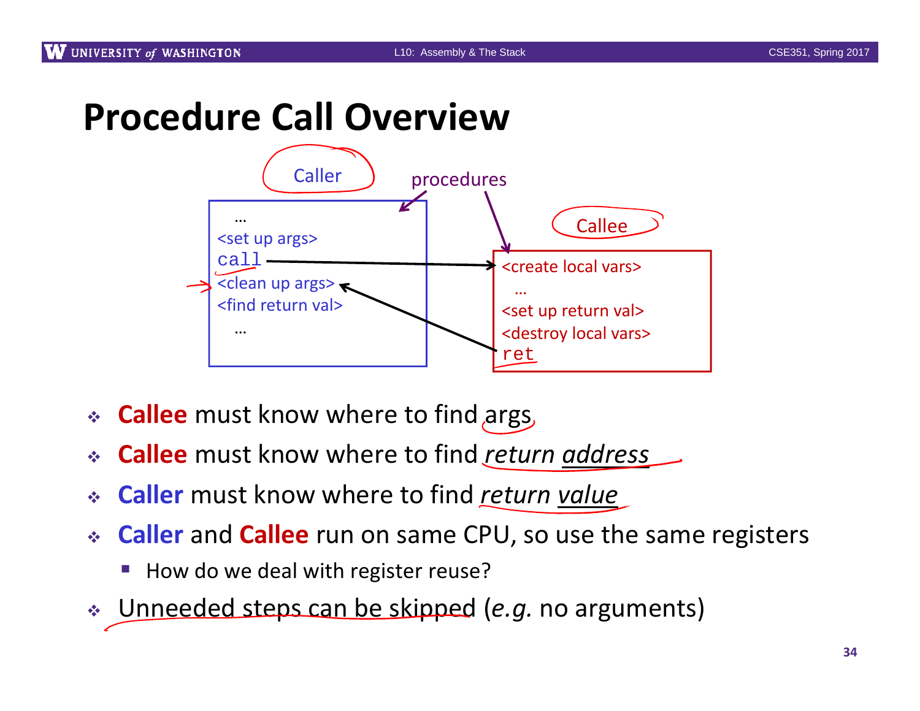# Procedure Call Overview

Caller

procedures

```
…
<set up args>
call
<clean up args>
<find return val>
…
```

Callee

```
<create local vars>
…
<set up return val>
<destroy local vars>
ret
```

- **Callee** must know where to find args
- **Callee** must know where to find *return address*
- **Caller** must know where to find *return value*
- **Caller** and **Callee** run on same CPU, so use the same registers
  - How do we deal with register reuse?
- Unneeded steps can be skipped (*e.g.* no arguments)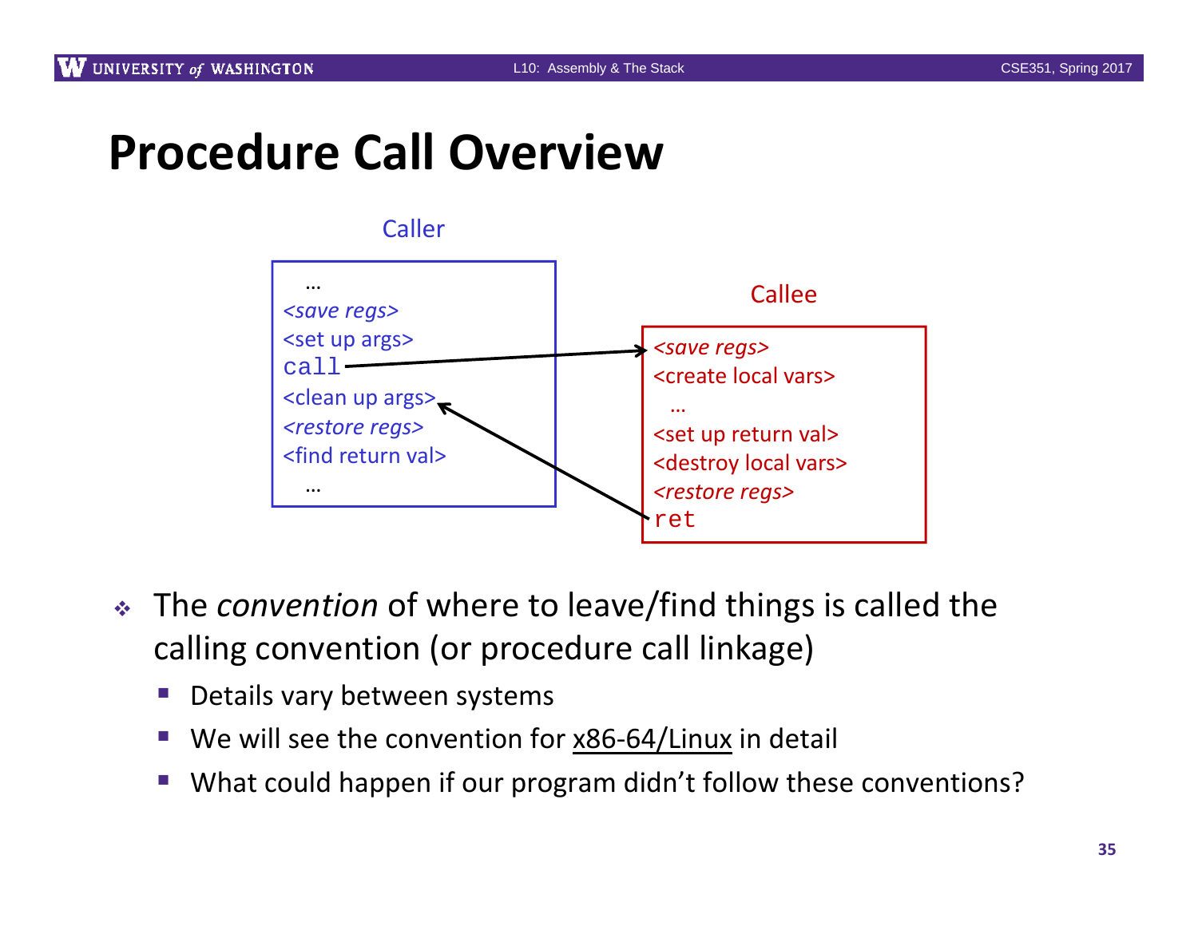# Procedure Call Overview

**Caller**

```
  …
<save regs>
<set up args>
call
<clean up args>
<restore regs>
<find return val>
  …
```

**Callee**

```
<save regs>
<create local vars>
  …
<set up return val>
<destroy local vars>
<restore regs>
ret
```

- The *convention* of where to leave/find things is called the calling convention (or procedure call linkage)
  - Details vary between systems
  - We will see the convention for x86-64/Linux in detail
  - What could happen if our program didn't follow these conventions?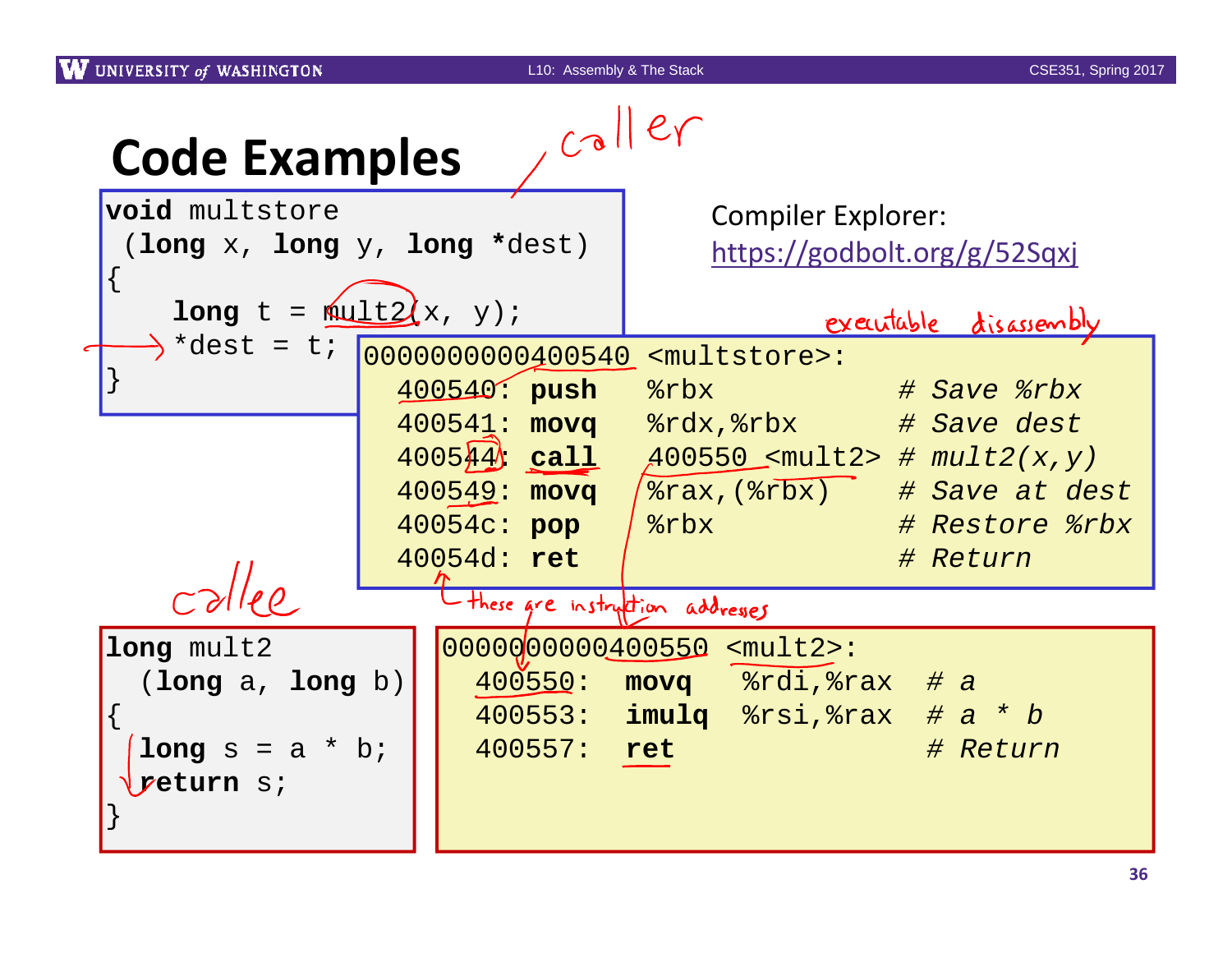# Code Examples

```
void multstore
 (long x, long y, long *dest)
{
    long t = mult2(x, y);
    *dest = t;
}
```

Compiler Explorer:
https://godbolt.org/g/52Sqxj

```
0000000000400540 <multstore>:
  400540: push    %rbx             # Save %rbx
  400541: movq    %rdx,%rbx        # Save dest
  400544: call    400550 <mult2>   # mult2(x,y)
  400549: movq    %rax,(%rbx)      # Save at dest
  40054c: pop     %rbx             # Restore %rbx
  40054d: ret                      # Return
```

```
long mult2
  (long a, long b)
{
  long s = a * b;
  return s;
}
```

```
0000000000400550 <mult2>:
  400550:  movq   %rdi,%rax  # a
  400553:  imulq  %rsi,%rax  # a * b
  400557:  ret               # Return
```

caller

callee

executable disassembly

these are instruction addresses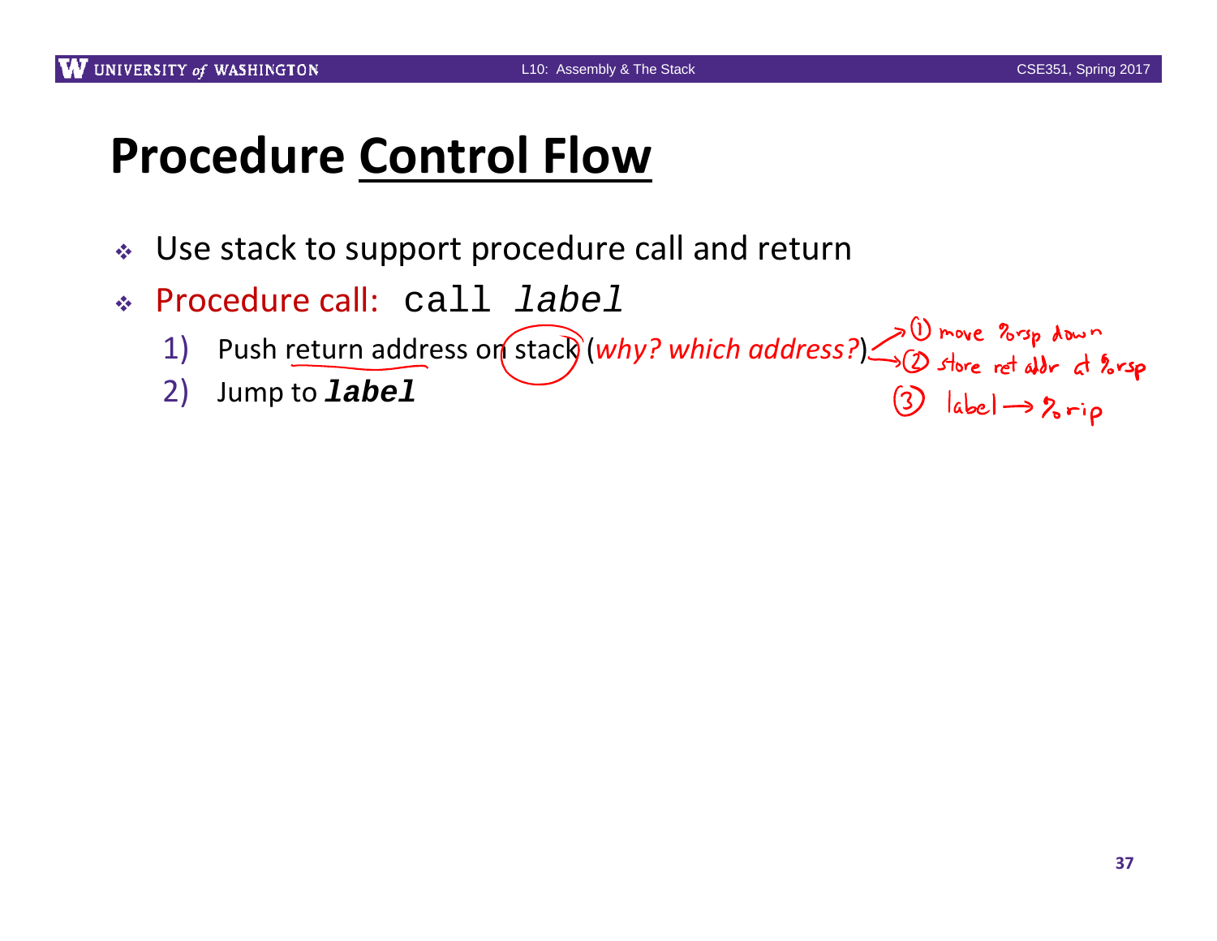# Procedure Control Flow

- Use stack to support procedure call and return
- Procedure call: `call label`
  1) Push return address on stack (*why? which address?*)
  2) Jump to ***label***

① move %rsp down
② store ret addr at %rsp
③ label → %rip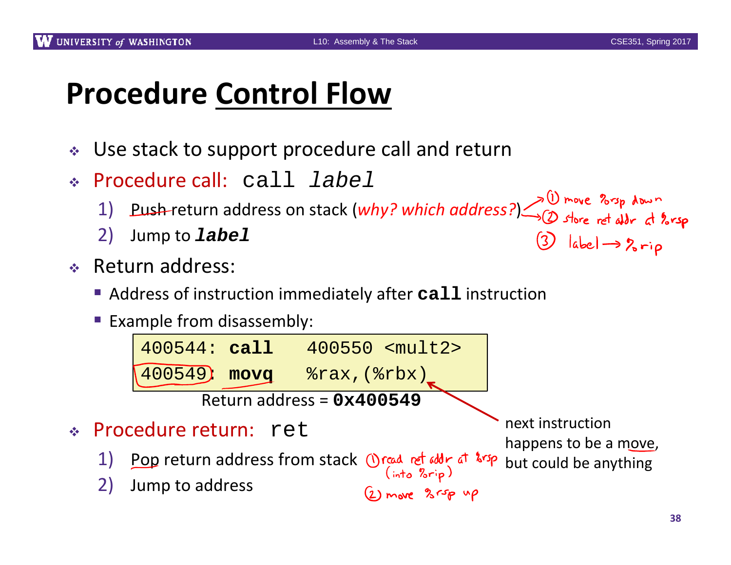# Procedure Control Flow

- Use stack to support procedure call and return
- Procedure call: `call label`
  1) Push return address on stack (*why? which address?*)
     - (1) move %rsp down
     - (2) store ret addr at %rsp
     - (3) label → %rip
  2) Jump to ***label***
- Return address:
  - Address of instruction immediately after **`call`** instruction
  - Example from disassembly:

```
400544: call   400550 <mult2>
400549: movq   %rax,(%rbx)
```

Return address = **`0x400549`**

next instruction happens to be a move, but could be anything

- Procedure return: `ret`
  1) Pop return address from stack
     - (1) read ret addr at %rsp (into %rip)
     - (2) move %rsp up
  2) Jump to address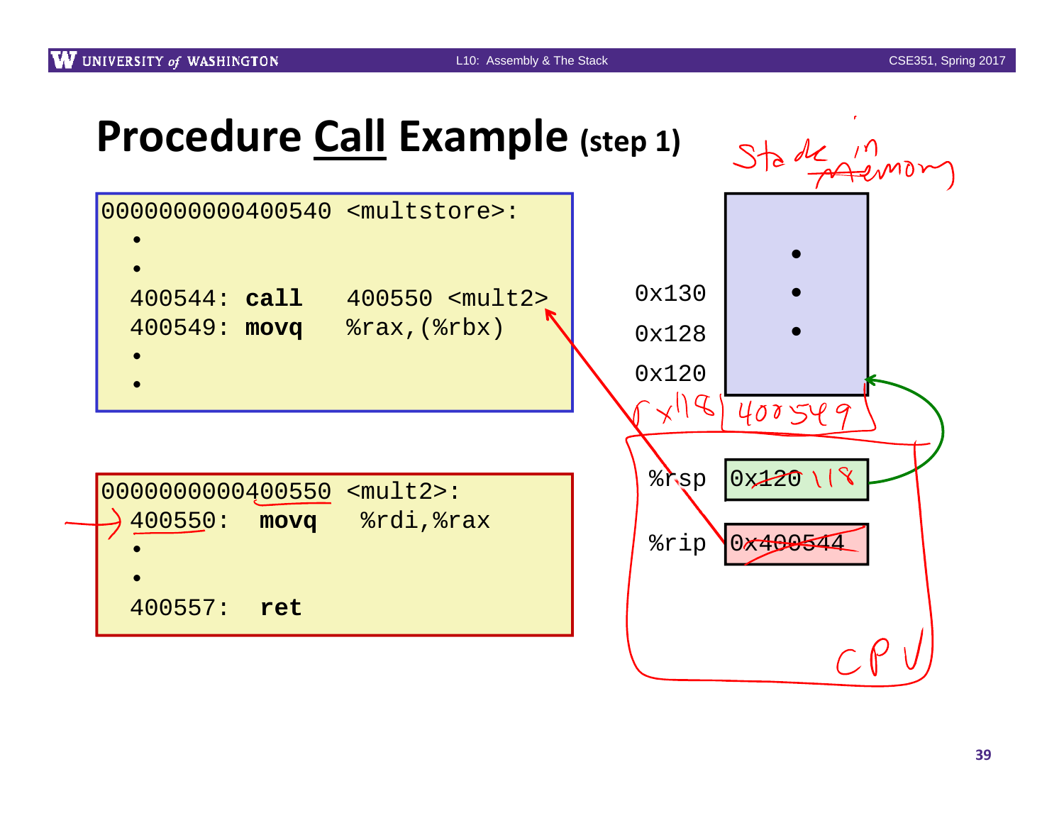# Procedure Call Example (step 1)

```
0000000000400540 <multstore>:
  •
  •
  400544: call   400550 <mult2>
  400549: movq   %rax,(%rbx)
  •
  •
```

```
0000000000400550 <mult2>:
  400550:  movq   %rdi,%rax
  •
  •
  400557:  ret
```

Stack in memory

| Address | Value |
| --- | --- |
| 0x130 | • |
| 0x128 | • |
| 0x120 | • |
| 0x118 | 400549 |

CPU

| Register | Value |
| --- | --- |
| %rsp | ~~0x120~~ 118 |
| %rip | ~~0x400544~~ |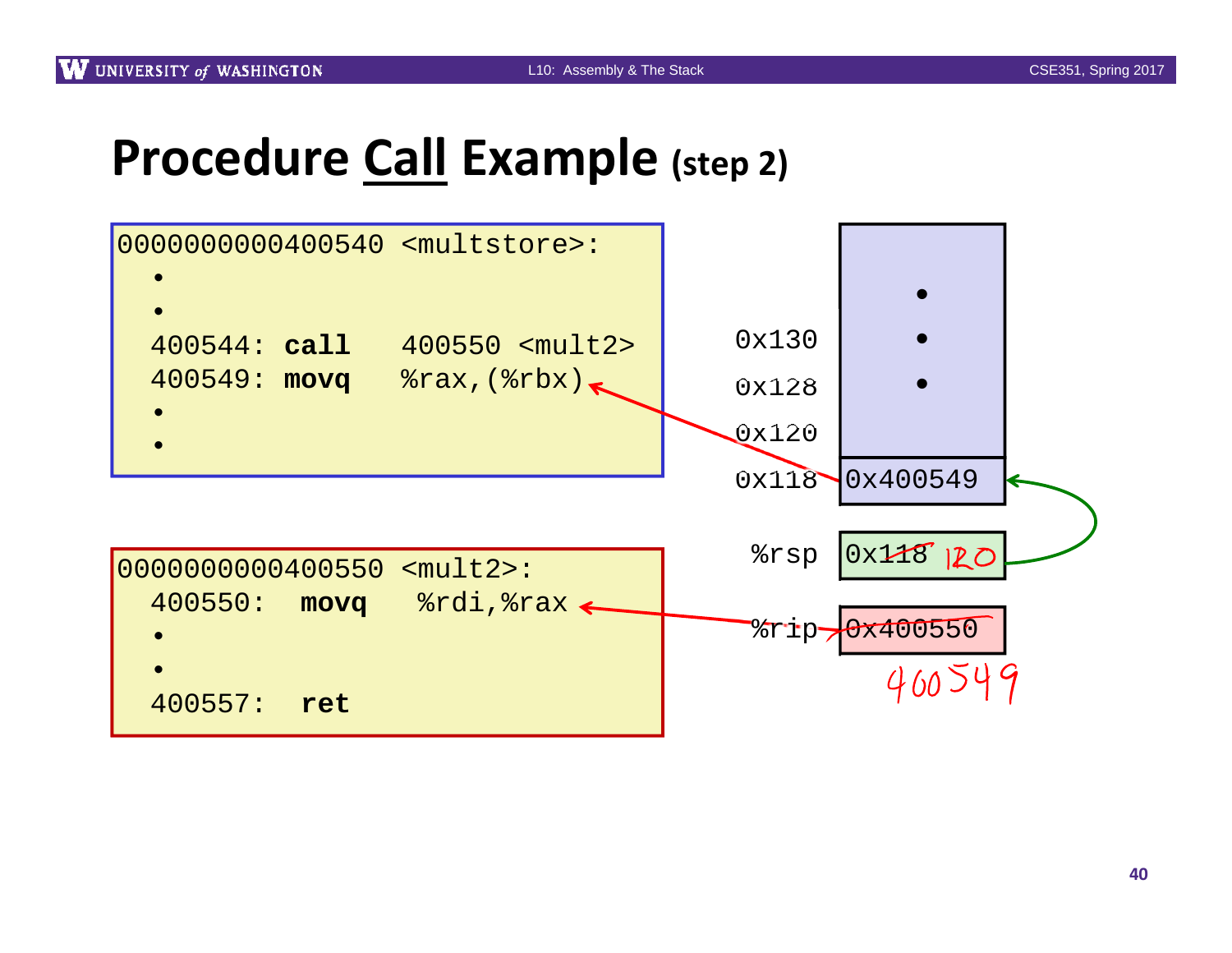# Procedure Call Example (step 2)

```
0000000000400540 <multstore>:
  •
  •
  400544: call   400550 <mult2>
  400549: movq   %rax,(%rbx)
  •
  •
```

```
0000000000400550 <mult2>:
  400550:  movq   %rdi,%rax
  •
  •
  400557:  ret
```

| Address | Stack |
|---|---|
| 0x130 | • |
| 0x128 | • |
| 0x120 | • |
| 0x118 | 0x400549 |

| Register | Value |
|---|---|
| %rsp | ~~0x118~~ 120 |
| %rip | ~~0x400550~~ 400549 |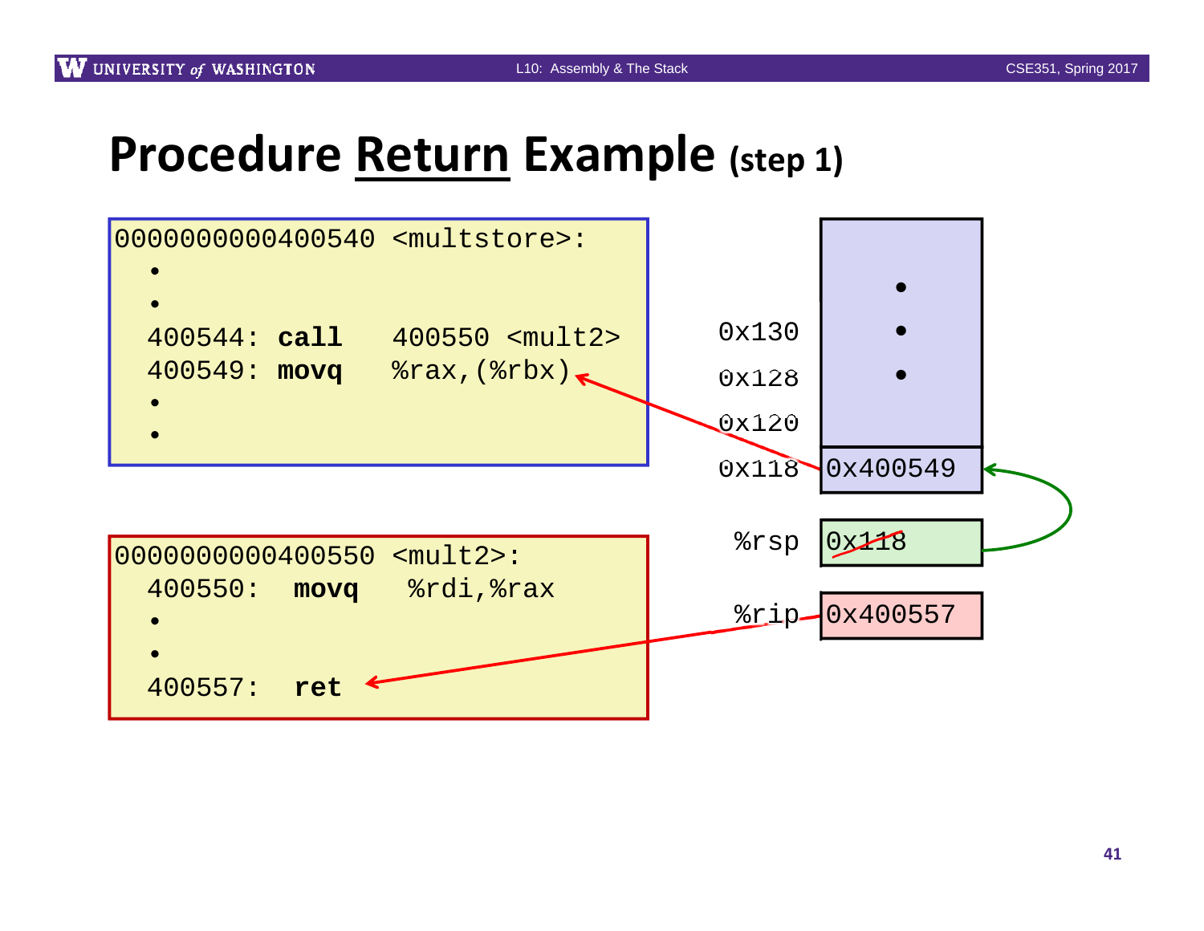# Procedure Return Example (step 1)

```
0000000000400540 <multstore>:
  •
  •
  400544: call   400550 <mult2>
  400549: movq   %rax,(%rbx)
  •
  •
```

```
0000000000400550 <mult2>:
  400550:  movq   %rdi,%rax
  •
  •
  400557:  ret
```

| Address | Stack |
|---|---|
| 0x130 | • |
| 0x128 | • |
| 0x120 | • |
| 0x118 | 0x400549 |

| Register | Value |
|---|---|
| %rsp | 0x118 |
| %rip | 0x400557 |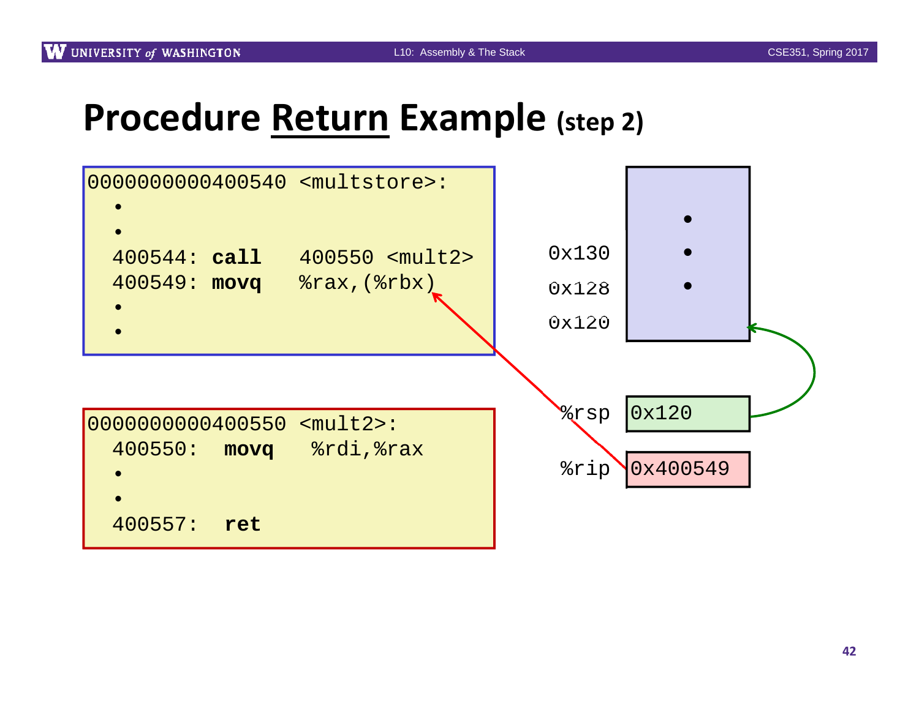# Procedure Return Example (step 2)

```
0000000000400540 <multstore>:
  •
  •
  400544: call   400550 <mult2>
  400549: movq   %rax,(%rbx)
  •
  •
```

```
0000000000400550 <mult2>:
  400550:  movq   %rdi,%rax
  •
  •
  400557:  ret
```

0x130

0x128

0x120

%rsp 0x120

%rip 0x400549